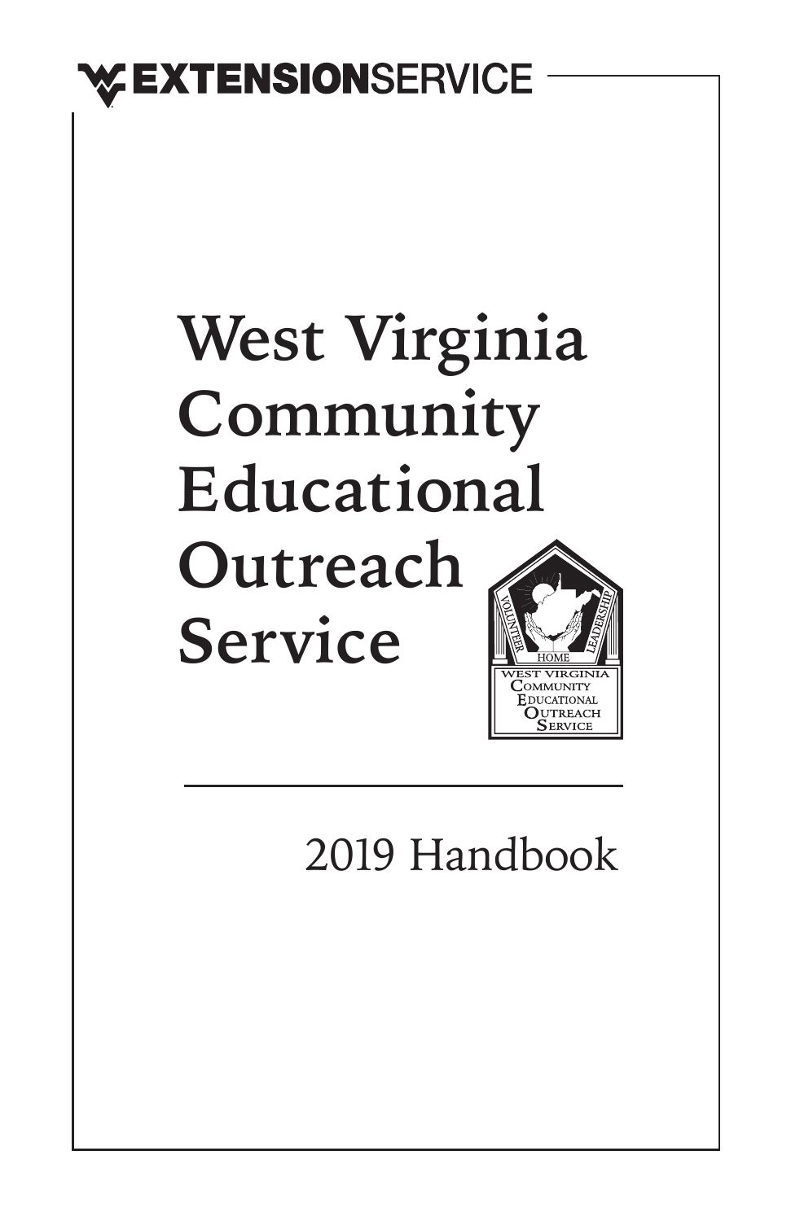EXTENSIONSERVICE

# West Virginia Community Educational Outreach Service

2019 Handbook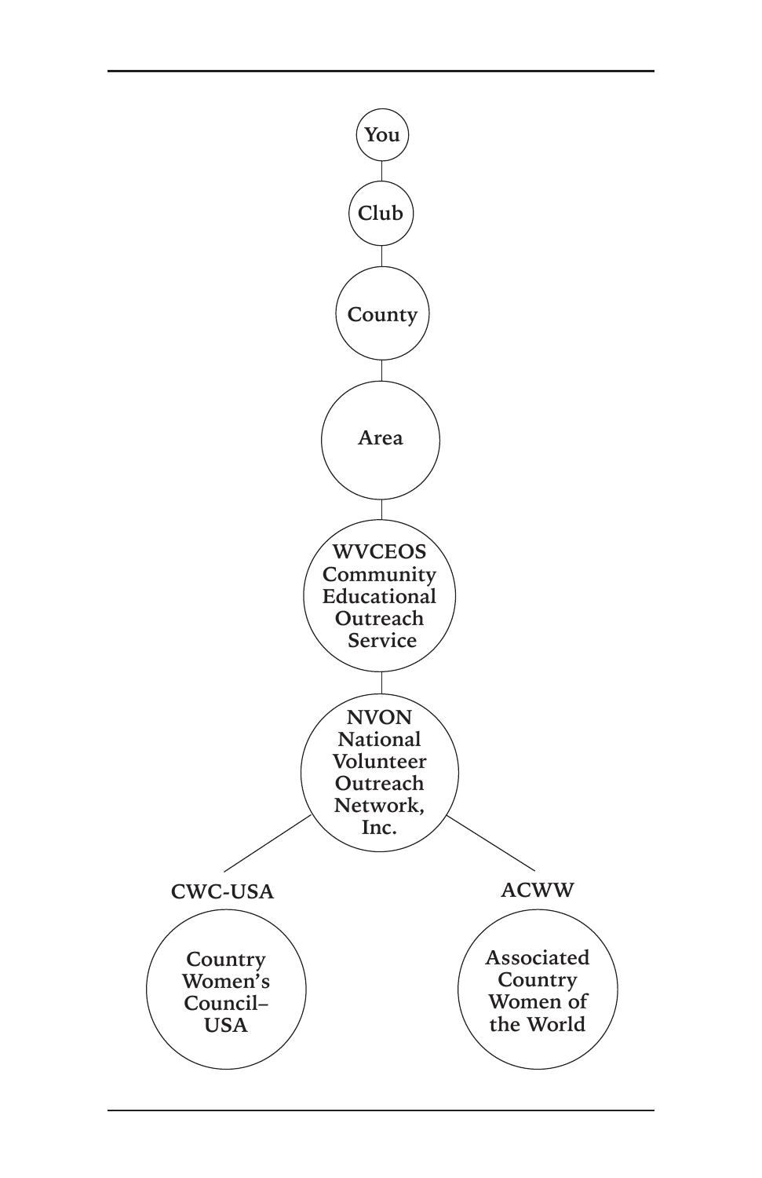You

Club

County

Area

WVCEOS
Community
Educational
Outreach
Service

NVON
National
Volunteer
Outreach
Network,
Inc.

CWC-USA

Country
Women's
Council–
USA

ACWW

Associated
Country
Women of
the World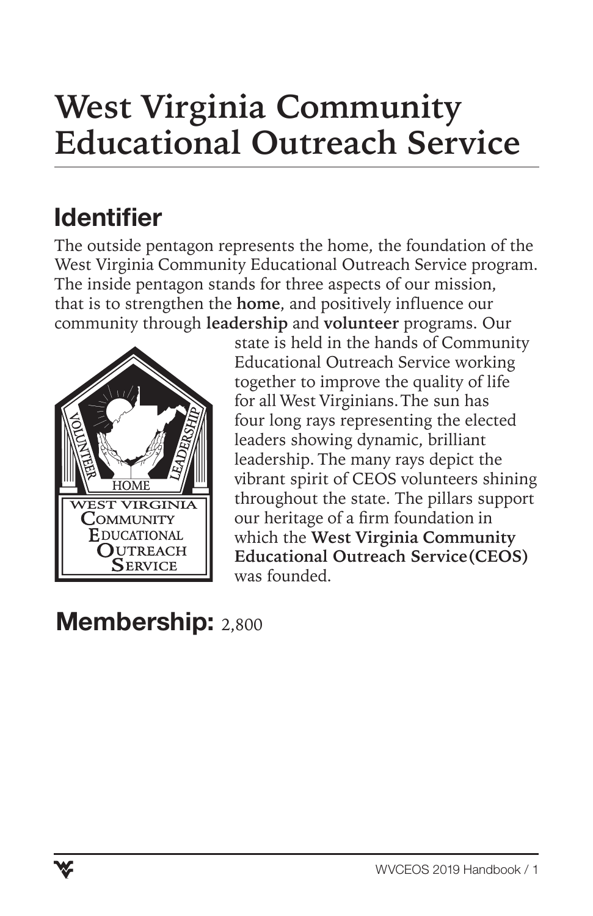# West Virginia Community Educational Outreach Service

## Identifier

The outside pentagon represents the home, the foundation of the West Virginia Community Educational Outreach Service program. The inside pentagon stands for three aspects of our mission, that is to strengthen the **home**, and positively influence our community through **leadership** and **volunteer** programs. Our state is held in the hands of Community Educational Outreach Service working together to improve the quality of life for all West Virginians. The sun has four long rays representing the elected leaders showing dynamic, brilliant leadership. The many rays depict the vibrant spirit of CEOS volunteers shining throughout the state. The pillars support our heritage of a firm foundation in which the **West Virginia Community Educational Outreach Service(CEOS)** was founded.

## Membership: 2,800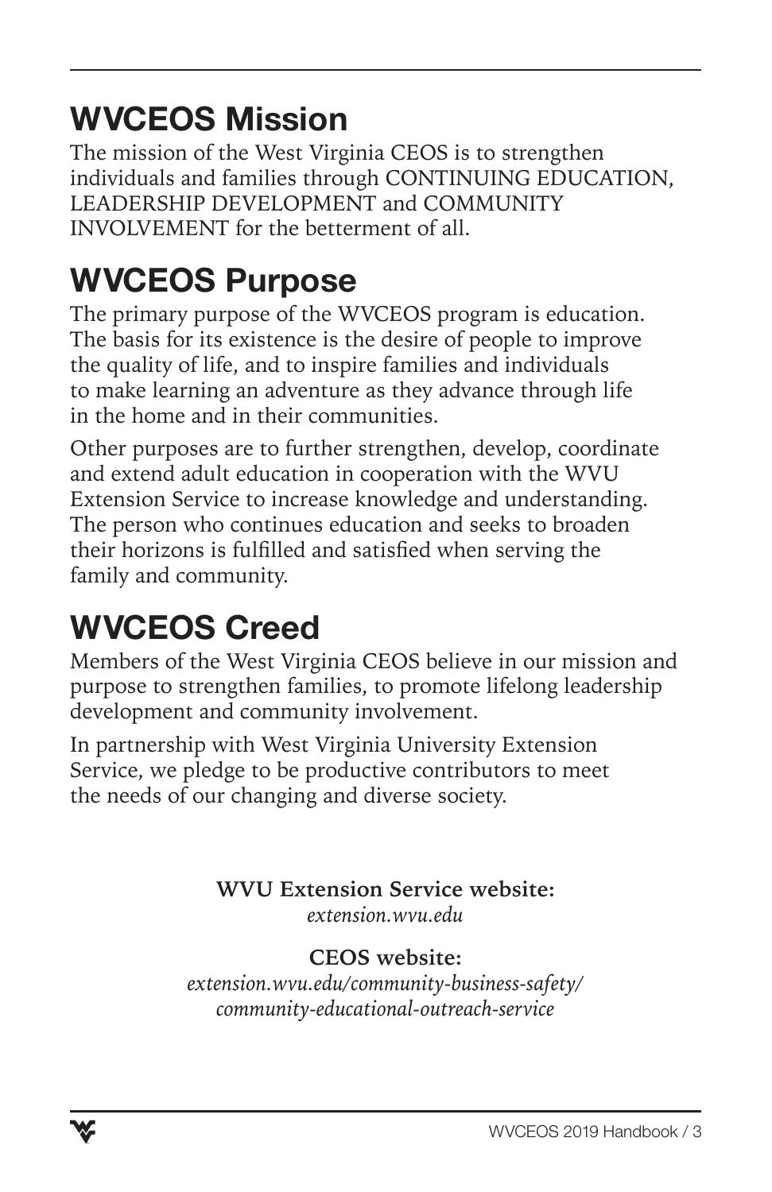# WVCEOS Mission

The mission of the West Virginia CEOS is to strengthen individuals and families through CONTINUING EDUCATION, LEADERSHIP DEVELOPMENT and COMMUNITY INVOLVEMENT for the betterment of all.

# WVCEOS Purpose

The primary purpose of the WVCEOS program is education. The basis for its existence is the desire of people to improve the quality of life, and to inspire families and individuals to make learning an adventure as they advance through life in the home and in their communities.

Other purposes are to further strengthen, develop, coordinate and extend adult education in cooperation with the WVU Extension Service to increase knowledge and understanding. The person who continues education and seeks to broaden their horizons is fulfilled and satisfied when serving the family and community.

# WVCEOS Creed

Members of the West Virginia CEOS believe in our mission and purpose to strengthen families, to promote lifelong leadership development and community involvement.

In partnership with West Virginia University Extension Service, we pledge to be productive contributors to meet the needs of our changing and diverse society.

**WVU Extension Service website:**
*extension.wvu.edu*

**CEOS website:**
*extension.wvu.edu/community-business-safety/community-educational-outreach-service*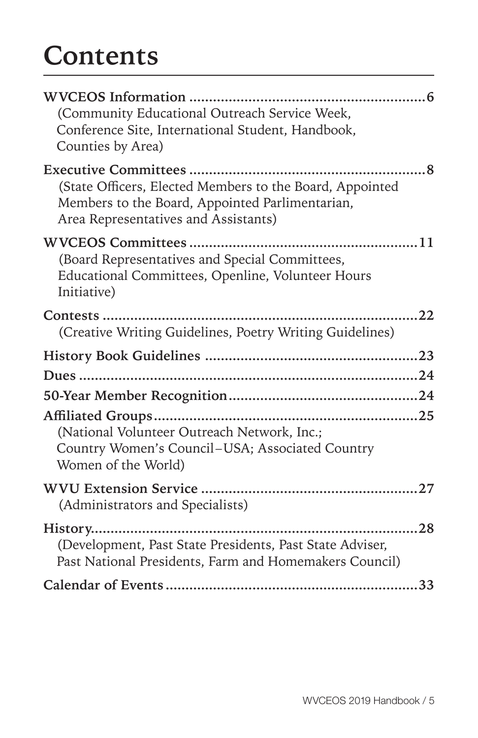# Contents

**WVCEOS Information** .............................................................. **6**
(Community Educational Outreach Service Week, Conference Site, International Student, Handbook, Counties by Area)

**Executive Committees** .............................................................. **8**
(State Officers, Elected Members to the Board, Appointed Members to the Board, Appointed Parlimentarian, Area Representatives and Assistants)

**WVCEOS Committees** .............................................................. **11**
(Board Representatives and Special Committees, Educational Committees, Openline, Volunteer Hours Initiative)

**Contests** .............................................................. **22**
(Creative Writing Guidelines, Poetry Writing Guidelines)

**History Book Guidelines** .............................................................. **23**

**Dues** .............................................................. **24**

**50-Year Member Recognition** .............................................................. **24**

**Affiliated Groups** .............................................................. **25**
(National Volunteer Outreach Network, Inc.; Country Women's Council–USA; Associated Country Women of the World)

**WVU Extension Service** .............................................................. **27**
(Administrators and Specialists)

**History** .............................................................. **28**
(Development, Past State Presidents, Past State Adviser, Past National Presidents, Farm and Homemakers Council)

**Calendar of Events** .............................................................. **33**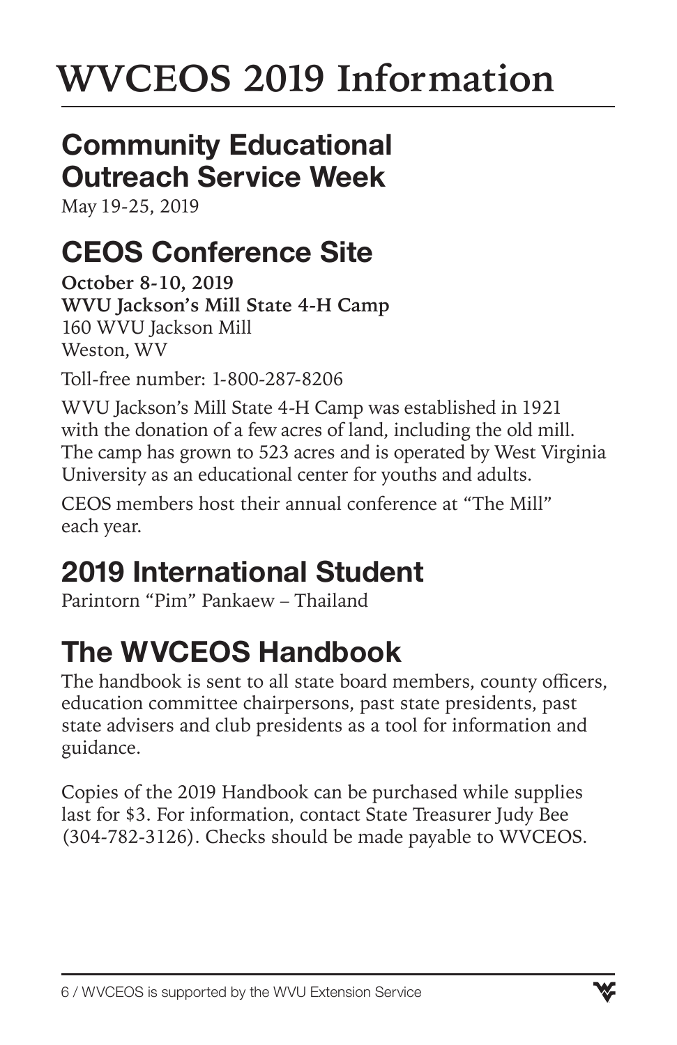# WVCEOS 2019 Information

## Community Educational Outreach Service Week

May 19-25, 2019

## CEOS Conference Site

**October 8-10, 2019**
**WVU Jackson's Mill State 4-H Camp**
160 WVU Jackson Mill
Weston, WV

Toll-free number: 1-800-287-8206

WVU Jackson's Mill State 4-H Camp was established in 1921 with the donation of a few acres of land, including the old mill. The camp has grown to 523 acres and is operated by West Virginia University as an educational center for youths and adults.

CEOS members host their annual conference at "The Mill" each year.

## 2019 International Student

Parintorn "Pim" Pankaew – Thailand

## The WVCEOS Handbook

The handbook is sent to all state board members, county officers, education committee chairpersons, past state presidents, past state advisers and club presidents as a tool for information and guidance.

Copies of the 2019 Handbook can be purchased while supplies last for $3. For information, contact State Treasurer Judy Bee (304-782-3126). Checks should be made payable to WVCEOS.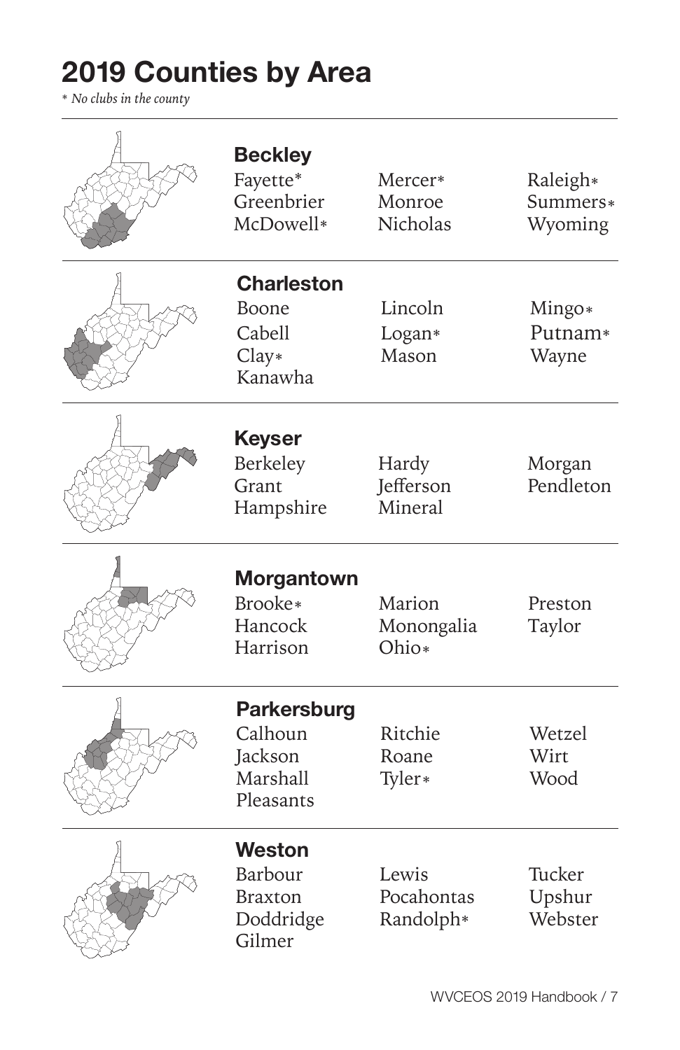# 2019 Counties by Area

*\* No clubs in the county*

## Beckley

Fayette*
Greenbrier
McDowell*
Mercer*
Monroe
Nicholas
Raleigh*
Summers*
Wyoming

## Charleston

Boone
Cabell
Clay*
Kanawha
Lincoln
Logan*
Mason
Mingo*
Putnam*
Wayne

## Keyser

Berkeley
Grant
Hampshire
Hardy
Jefferson
Mineral
Morgan
Pendleton

## Morgantown

Brooke*
Hancock
Harrison
Marion
Monongalia
Ohio*
Preston
Taylor

## Parkersburg

Calhoun
Jackson
Marshall
Pleasants
Ritchie
Roane
Tyler*
Wetzel
Wirt
Wood

## Weston

Barbour
Braxton
Doddridge
Gilmer
Lewis
Pocahontas
Randolph*
Tucker
Upshur
Webster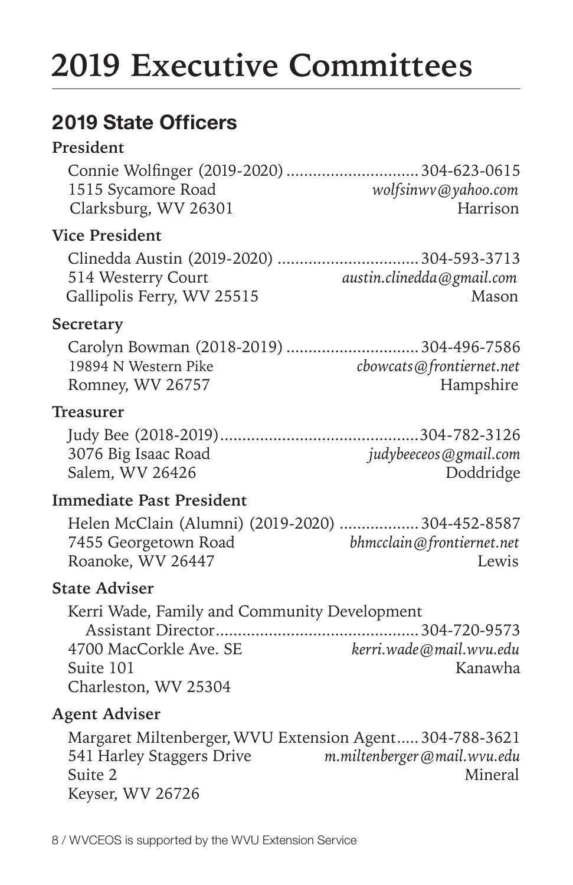# 2019 Executive Committees

## 2019 State Officers

### President

Connie Wolfinger (2019-2020) .............................. 304-623-0615
1515 Sycamore Road *wolfsinwv@yahoo.com*
Clarksburg, WV 26301 Harrison

### Vice President

Clinedda Austin (2019-2020) ................................ 304-593-3713
514 Westerry Court *austin.clinedda@gmail.com*
Gallipolis Ferry, WV 25515 Mason

### Secretary

Carolyn Bowman (2018-2019) .............................. 304-496-7586
19894 N Western Pike *cbowcats@frontiernet.net*
Romney, WV 26757 Hampshire

### Treasurer

Judy Bee (2018-2019)............................................. 304-782-3126
3076 Big Isaac Road *judybeeceos@gmail.com*
Salem, WV 26426 Doddridge

### Immediate Past President

Helen McClain (Alumni) (2019-2020) .................. 304-452-8587
7455 Georgetown Road *bhmcclain@frontiernet.net*
Roanoke, WV 26447 Lewis

### State Adviser

Kerri Wade, Family and Community Development
Assistant Director............................................. 304-720-9573
4700 MacCorkle Ave. SE *kerri.wade@mail.wvu.edu*
Suite 101 Kanawha
Charleston, WV 25304

### Agent Adviser

Margaret Miltenberger, WVU Extension Agent..... 304-788-3621
541 Harley Staggers Drive *m.miltenberger@mail.wvu.edu*
Suite 2 Mineral
Keyser, WV 26726

WVCEOS is supported by the WVU Extension Service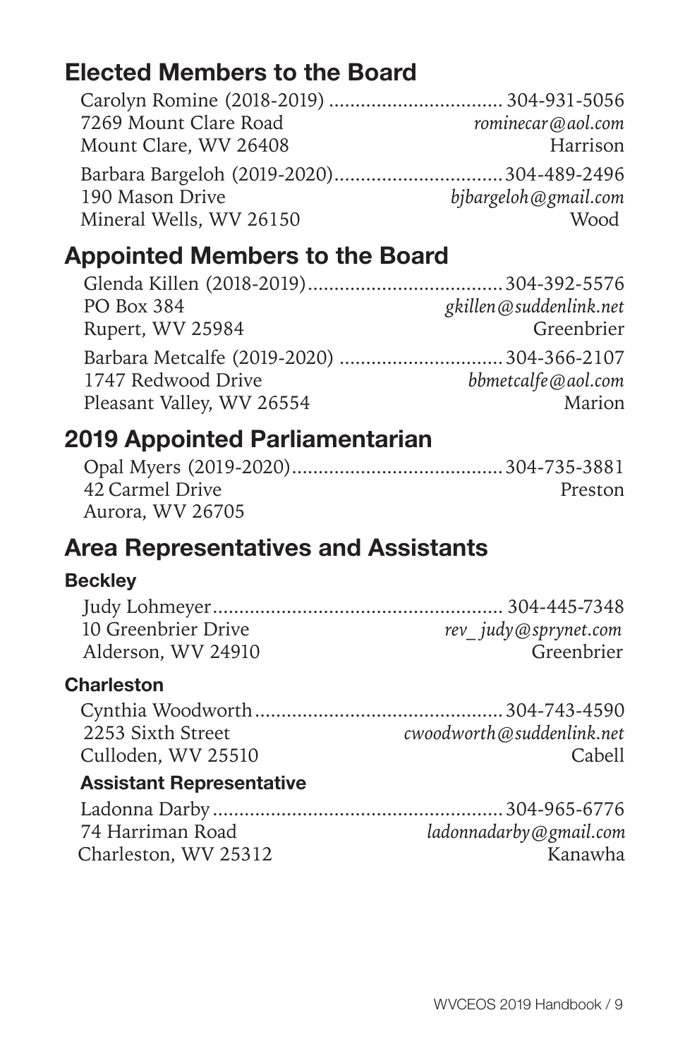## Elected Members to the Board

Carolyn Romine (2018-2019) ................................ 304-931-5056
7269 Mount Clare Road — *rominecar@aol.com*
Mount Clare, WV 26408 — Harrison

Barbara Bargeloh (2019-2020)...............................304-489-2496
190 Mason Drive — *bjbargeloh@gmail.com*
Mineral Wells, WV 26150 — Wood

## Appointed Members to the Board

Glenda Killen (2018-2019)....................................304-392-5576
PO Box 384 — *gkillen@suddenlink.net*
Rupert, WV 25984 — Greenbrier

Barbara Metcalfe (2019-2020) ..............................304-366-2107
1747 Redwood Drive — *bbmetcalfe@aol.com*
Pleasant Valley, WV 26554 — Marion

## 2019 Appointed Parliamentarian

Opal Myers (2019-2020).......................................304-735-3881
42 Carmel Drive — Preston
Aurora, WV 26705

## Area Representatives and Assistants

### Beckley

Judy Lohmeyer...................................................... 304-445-7348
10 Greenbrier Drive — *rev_ judy@sprynet.com*
Alderson, WV 24910 — Greenbrier

### Charleston

Cynthia Woodworth..............................................304-743-4590
2253 Sixth Street — *cwoodworth@suddenlink.net*
Culloden, WV 25510 — Cabell

**Assistant Representative**

Ladonna Darby......................................................304-965-6776
74 Harriman Road — *ladonnadarby@gmail.com*
Charleston, WV 25312 — Kanawha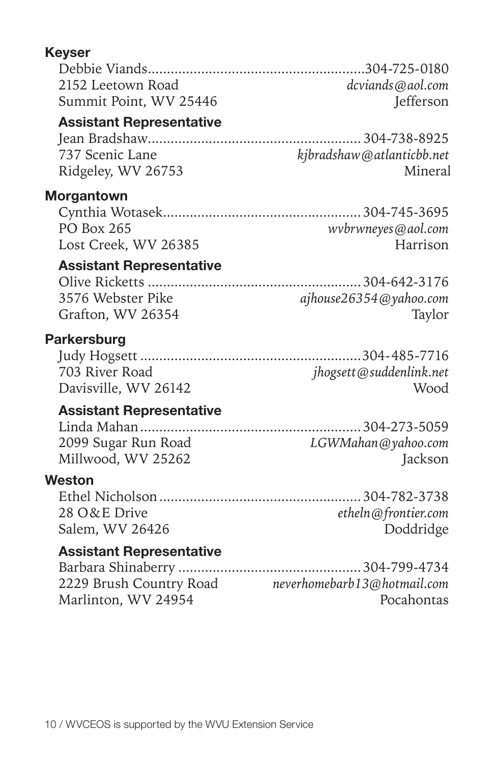**Keyser**

Debbie Viands........................................................304-725-0180
2152 Leetown Road *dcviands@aol.com*
Summit Point, WV 25446 Jefferson

**Assistant Representative**

Jean Bradshaw....................................................... 304-738-8925
737 Scenic Lane *kjbradshaw@atlanticbb.net*
Ridgeley, WV 26753 Mineral

**Morgantown**

Cynthia Wotasek................................................... 304-745-3695
PO Box 265 *wvbrwneyes@aol.com*
Lost Creek, WV 26385 Harrison

**Assistant Representative**

Olive Ricketts ....................................................... 304-642-3176
3576 Webster Pike *ajhouse26354@yahoo.com*
Grafton, WV 26354 Taylor

**Parkersburg**

Judy Hogsett .........................................................304-485-7716
703 River Road *jhogsett@suddenlink.net*
Davisville, WV 26142 Wood

**Assistant Representative**

Linda Mahan......................................................... 304-273-5059
2099 Sugar Run Road *LGWMahan@yahoo.com*
Millwood, WV 25262 Jackson

**Weston**

Ethel Nicholson..................................................... 304-782-3738
28 O&E Drive *etheln@frontier.com*
Salem, WV 26426 Doddridge

**Assistant Representative**

Barbara Shinaberry ............................................... 304-799-4734
2229 Brush Country Road *neverhomebarb13@hotmail.com*
Marlinton, WV 24954 Pocahontas

10 / WVCEOS is supported by the WVU Extension Service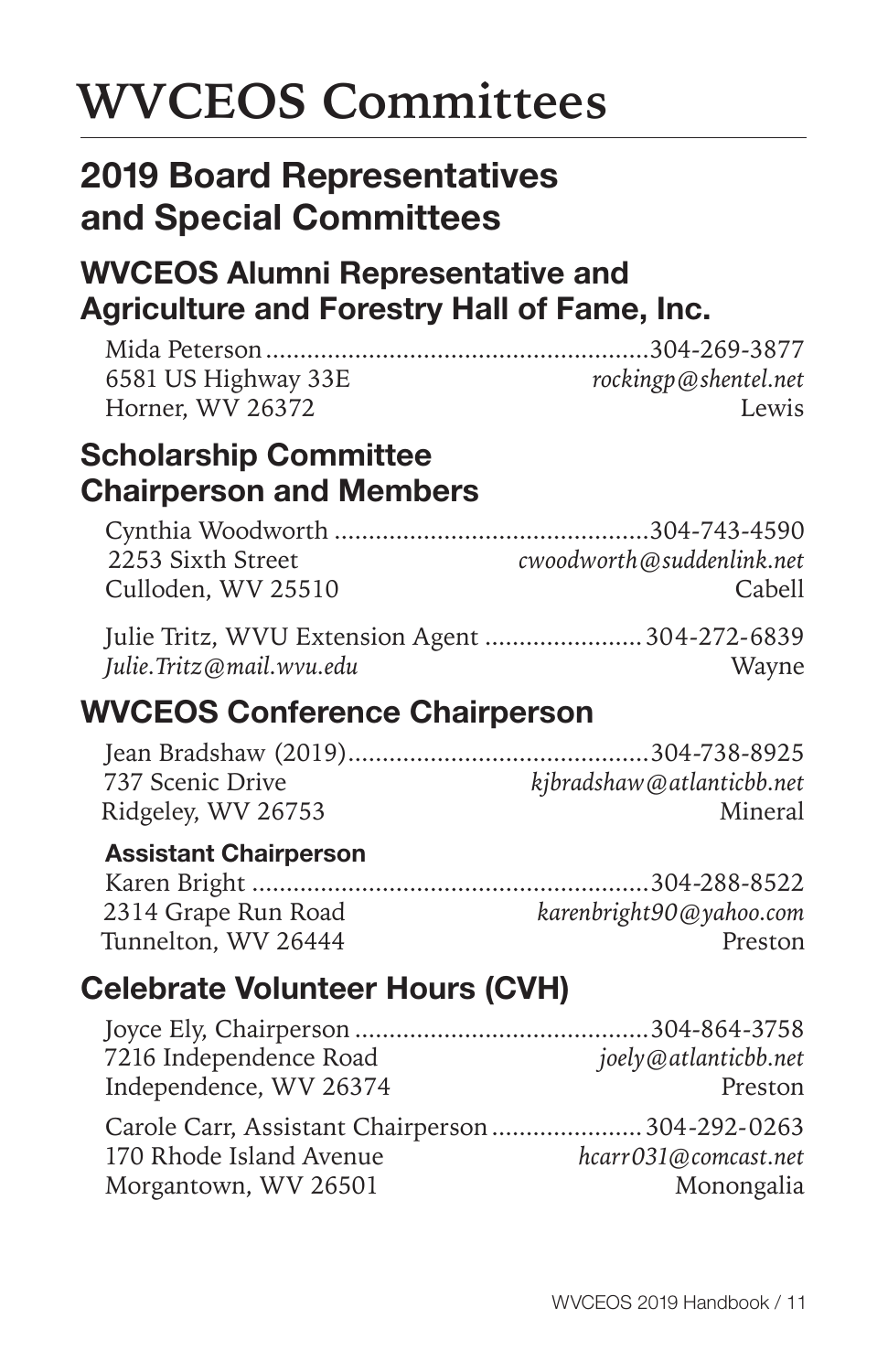# WVCEOS Committees

## 2019 Board Representatives and Special Committees

### WVCEOS Alumni Representative and Agriculture and Forestry Hall of Fame, Inc.

Mida Peterson....................................................304-269-3877
6581 US Highway 33E *rockingp@shentel.net*
Horner, WV 26372 Lewis

### Scholarship Committee Chairperson and Members

Cynthia Woodworth ............................................304-743-4590
2253 Sixth Street *cwoodworth@suddenlink.net*
Culloden, WV 25510 Cabell

Julie Tritz, WVU Extension Agent ......................304-272-6839
*Julie.Tritz@mail.wvu.edu* Wayne

### WVCEOS Conference Chairperson

Jean Bradshaw (2019)..........................................304-738-8925
737 Scenic Drive *kjbradshaw@atlanticbb.net*
Ridgeley, WV 26753 Mineral

**Assistant Chairperson**

Karen Bright ........................................................304-288-8522
2314 Grape Run Road *karenbright90@yahoo.com*
Tunnelton, WV 26444 Preston

### Celebrate Volunteer Hours (CVH)

Joyce Ely, Chairperson ..........................................304-864-3758
7216 Independence Road *joely@atlanticbb.net*
Independence, WV 26374 Preston

Carole Carr, Assistant Chairperson .....................304-292-0263
170 Rhode Island Avenue *hcarr031@comcast.net*
Morgantown, WV 26501 Monongalia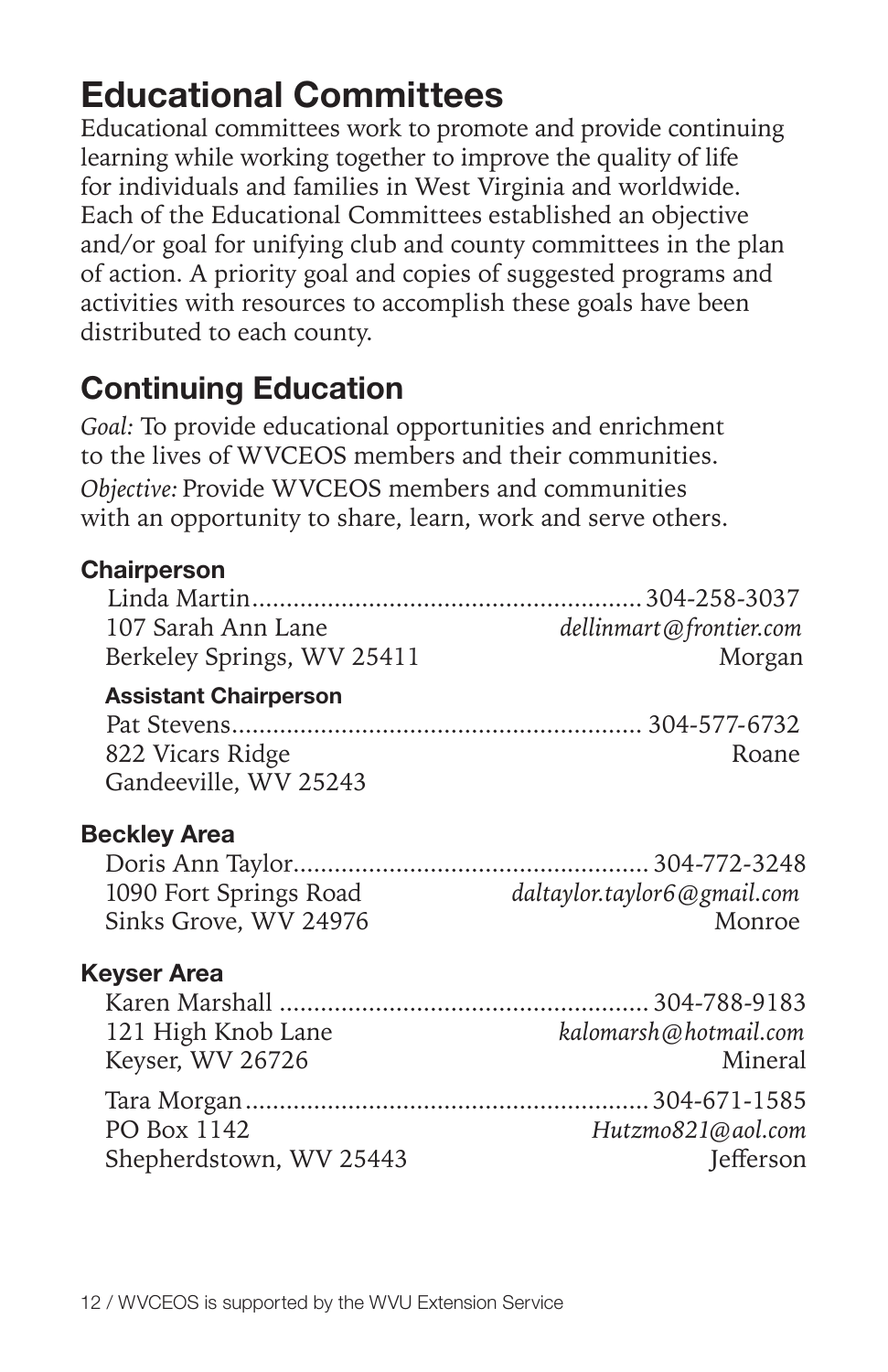# Educational Committees

Educational committees work to promote and provide continuing learning while working together to improve the quality of life for individuals and families in West Virginia and worldwide. Each of the Educational Committees established an objective and/or goal for unifying club and county committees in the plan of action. A priority goal and copies of suggested programs and activities with resources to accomplish these goals have been distributed to each county.

## Continuing Education

*Goal:* To provide educational opportunities and enrichment to the lives of WVCEOS members and their communities.
*Objective:* Provide WVCEOS members and communities with an opportunity to share, learn, work and serve others.

### Chairperson

Linda Martin........................................................304-258-3037
107 Sarah Ann Lane *dellinmart@frontier.com*
Berkeley Springs, WV 25411 Morgan

#### Assistant Chairperson

Pat Stevens........................................................... 304-577-6732
822 Vicars Ridge Roane
Gandeeville, WV 25243

### Beckley Area

Doris Ann Taylor................................................... 304-772-3248
1090 Fort Springs Road *daltaylor.taylor6@gmail.com*
Sinks Grove, WV 24976 Monroe

### Keyser Area

Karen Marshall ..................................................... 304-788-9183
121 High Knob Lane *kalomarsh@hotmail.com*
Keyser, WV 26726 Mineral

Tara Morgan.......................................................... 304-671-1585
PO Box 1142 *Hutzmo821@aol.com*
Shepherdstown, WV 25443 Jefferson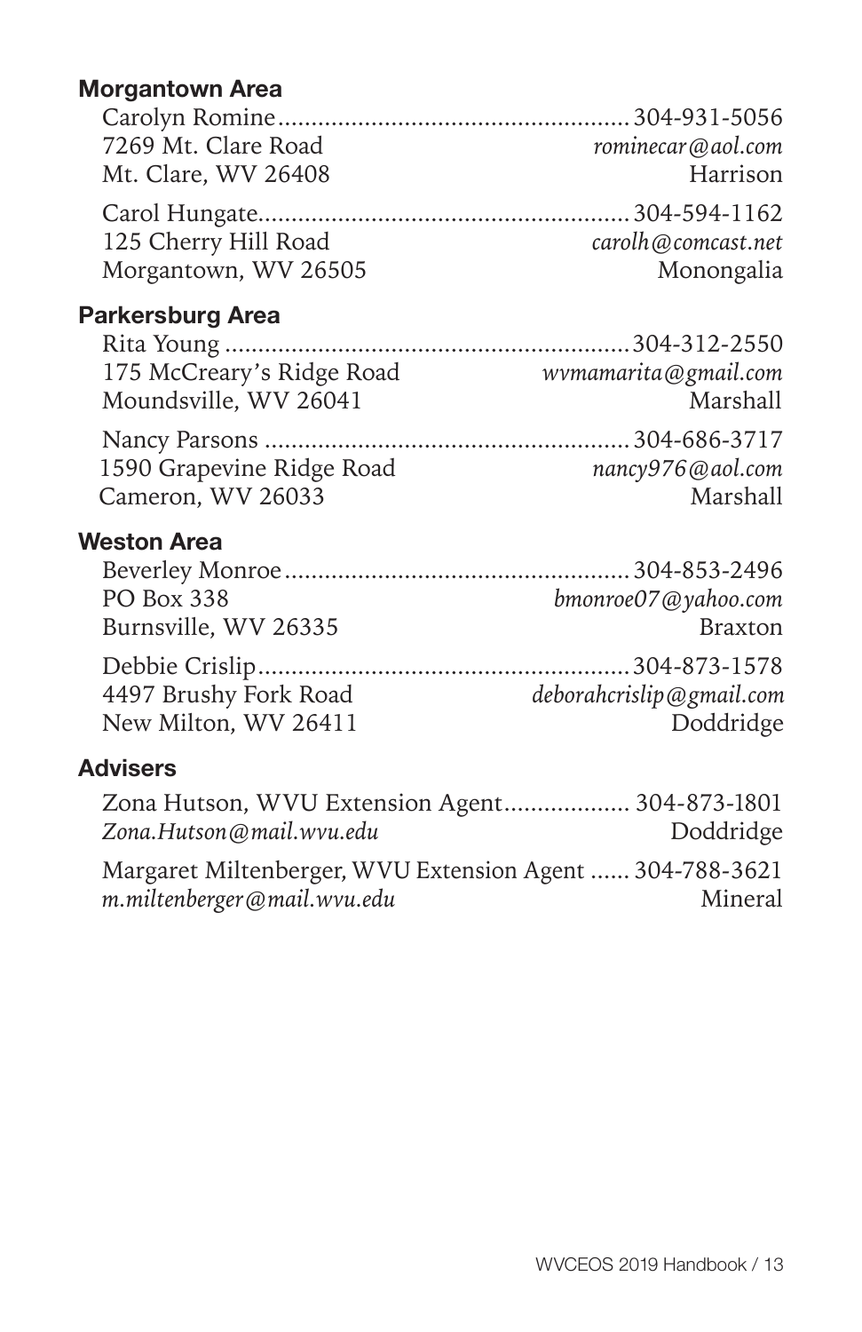### Morgantown Area

Carolyn Romine.................................................... 304-931-5056
7269 Mt. Clare Road *rominecar@aol.com*
Mt. Clare, WV 26408 Harrison

Carol Hungate....................................................... 304-594-1162
125 Cherry Hill Road *carolh@comcast.net*
Morgantown, WV 26505 Monongalia

### Parkersburg Area

Rita Young ............................................................ 304-312-2550
175 McCreary's Ridge Road *wvmamarita@gmail.com*
Moundsville, WV 26041 Marshall

Nancy Parsons ...................................................... 304-686-3717
1590 Grapevine Ridge Road *nancy976@aol.com*
Cameron, WV 26033 Marshall

### Weston Area

Beverley Monroe.................................................... 304-853-2496
PO Box 338 *bmonroe07@yahoo.com*
Burnsville, WV 26335 Braxton

Debbie Crislip....................................................... 304-873-1578
4497 Brushy Fork Road *deborahcrislip@gmail.com*
New Milton, WV 26411 Doddridge

### Advisers

Zona Hutson, WVU Extension Agent.................. 304-873-1801
*Zona.Hutson@mail.wvu.edu* Doddridge

Margaret Miltenberger, WVU Extension Agent ...... 304-788-3621
*m.miltenberger@mail.wvu.edu* Mineral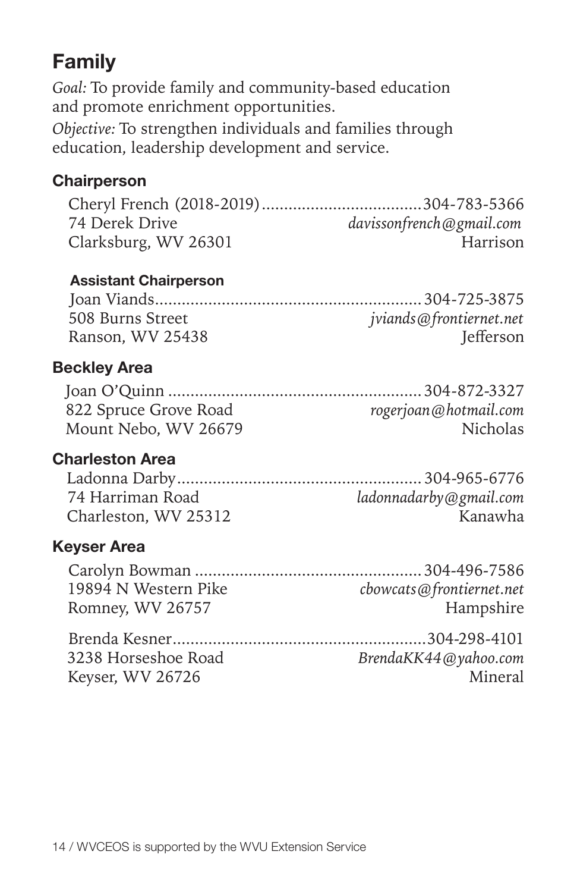## Family

*Goal:* To provide family and community-based education and promote enrichment opportunities.

*Objective:* To strengthen individuals and families through education, leadership development and service.

### Chairperson

Cheryl French (2018-2019)....................................304-783-5366
74 Derek Drive *davissonfrench@gmail.com*
Clarksburg, WV 26301 Harrison

#### Assistant Chairperson

Joan Viands............................................................304-725-3875
508 Burns Street *jviands@frontiernet.net*
Ranson, WV 25438 Jefferson

### Beckley Area

Joan O'Quinn ........................................................304-872-3327
822 Spruce Grove Road *rogerjoan@hotmail.com*
Mount Nebo, WV 26679 Nicholas

### Charleston Area

Ladonna Darby......................................................304-965-6776
74 Harriman Road *ladonnadarby@gmail.com*
Charleston, WV 25312 Kanawha

### Keyser Area

Carolyn Bowman ..................................................304-496-7586
19894 N Western Pike *cbowcats@frontiernet.net*
Romney, WV 26757 Hampshire

Brenda Kesner........................................................304-298-4101
3238 Horseshoe Road *BrendaKK44@yahoo.com*
Keyser, WV 26726 Mineral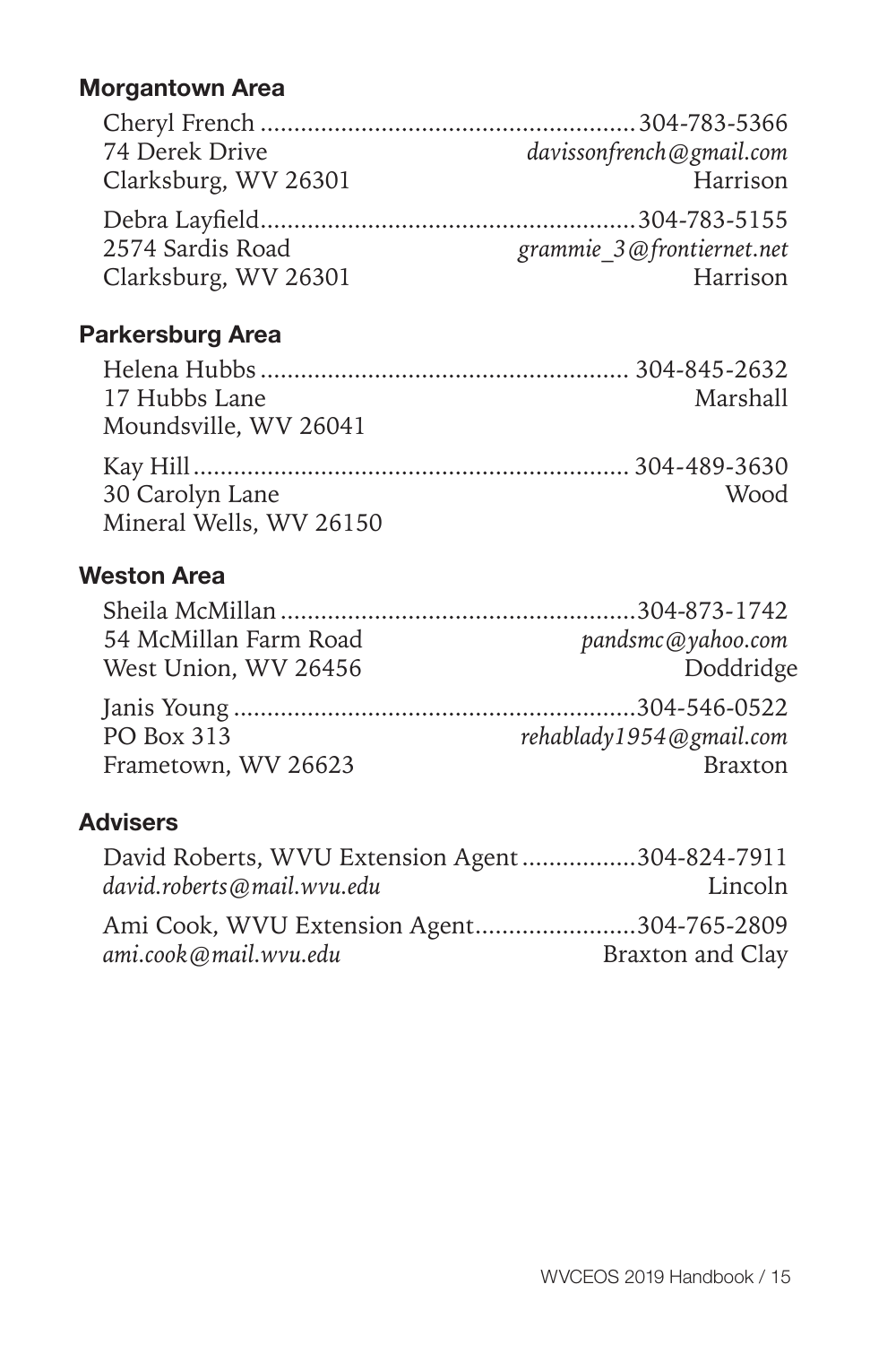### Morgantown Area

Cheryl French ........................................................ 304-783-5366
74 Derek Drive *davissonfrench@gmail.com*
Clarksburg, WV 26301 Harrison

Debra Layfield........................................................ 304-783-5155
2574 Sardis Road *grammie_3@frontiernet.net*
Clarksburg, WV 26301 Harrison

### Parkersburg Area

Helena Hubbs ...................................................... 304-845-2632
17 Hubbs Lane Marshall
Moundsville, WV 26041

Kay Hill ................................................................ 304-489-3630
30 Carolyn Lane Wood
Mineral Wells, WV 26150

### Weston Area

Sheila McMillan ..................................................... 304-873-1742
54 McMillan Farm Road *pandsmc@yahoo.com*
West Union, WV 26456 Doddridge

Janis Young ........................................................... 304-546-0522
PO Box 313 *rehablady1954@gmail.com*
Frametown, WV 26623 Braxton

### Advisers

David Roberts, WVU Extension Agent ................. 304-824-7911
*david.roberts@mail.wvu.edu* Lincoln

Ami Cook, WVU Extension Agent........................ 304-765-2809
*ami.cook@mail.wvu.edu* Braxton and Clay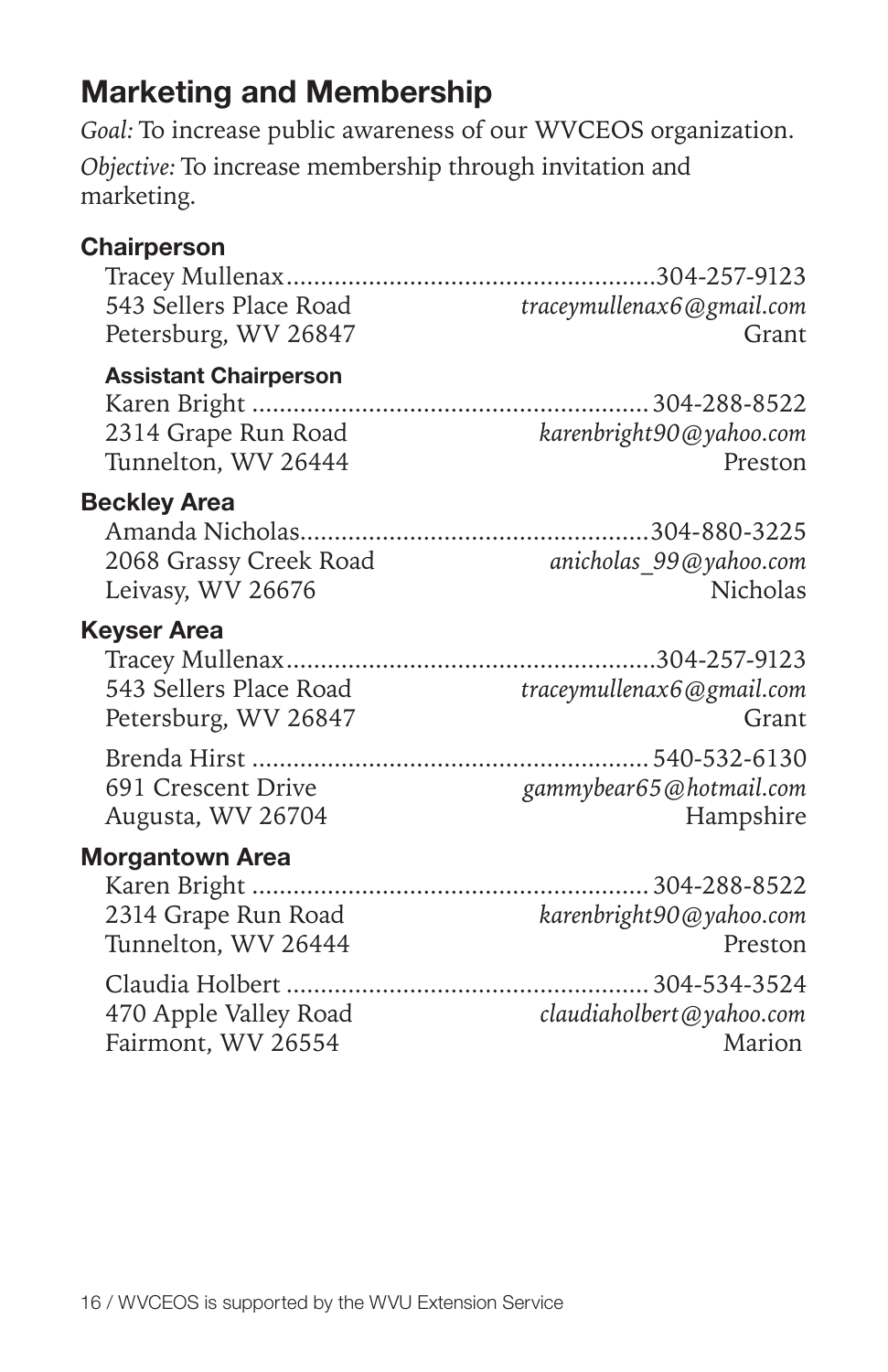## Marketing and Membership

*Goal:* To increase public awareness of our WVCEOS organization.

*Objective:* To increase membership through invitation and marketing.

### Chairperson

Tracey Mullenax......304-257-9123
543 Sellers Place Road — *traceymullenax6@gmail.com*
Petersburg, WV 26847 — Grant

#### Assistant Chairperson

Karen Bright......304-288-8522
2314 Grape Run Road — *karenbright90@yahoo.com*
Tunnelton, WV 26444 — Preston

### Beckley Area

Amanda Nicholas......304-880-3225
2068 Grassy Creek Road — *anicholas_99@yahoo.com*
Leivasy, WV 26676 — Nicholas

### Keyser Area

Tracey Mullenax......304-257-9123
543 Sellers Place Road — *traceymullenax6@gmail.com*
Petersburg, WV 26847 — Grant

Brenda Hirst......540-532-6130
691 Crescent Drive — *gammybear65@hotmail.com*
Augusta, WV 26704 — Hampshire

### Morgantown Area

Karen Bright......304-288-8522
2314 Grape Run Road — *karenbright90@yahoo.com*
Tunnelton, WV 26444 — Preston

Claudia Holbert......304-534-3524
470 Apple Valley Road — *claudiaholbert@yahoo.com*
Fairmont, WV 26554 — Marion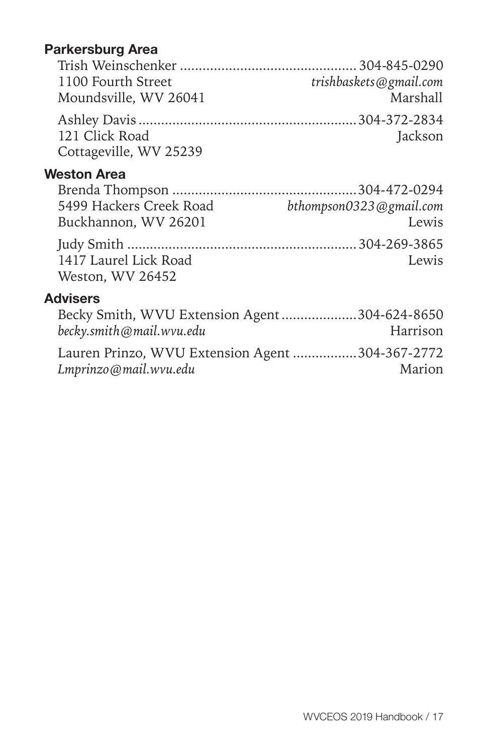### Parkersburg Area

Trish Weinschenker .............................................. 304-845-0290
1100 Fourth Street *trishbaskets@gmail.com*
Moundsville, WV 26041 Marshall

Ashley Davis ......................................................... 304-372-2834
121 Click Road Jackson
Cottageville, WV 25239

### Weston Area

Brenda Thompson ................................................ 304-472-0294
5499 Hackers Creek Road *bthompson0323@gmail.com*
Buckhannon, WV 26201 Lewis

Judy Smith ............................................................ 304-269-3865
1417 Laurel Lick Road Lewis
Weston, WV 26452

### Advisers

Becky Smith, WVU Extension Agent .................... 304-624-8650
*becky.smith@mail.wvu.edu* Harrison

Lauren Prinzo, WVU Extension Agent ................. 304-367-2772
*Lmprinzo@mail.wvu.edu* Marion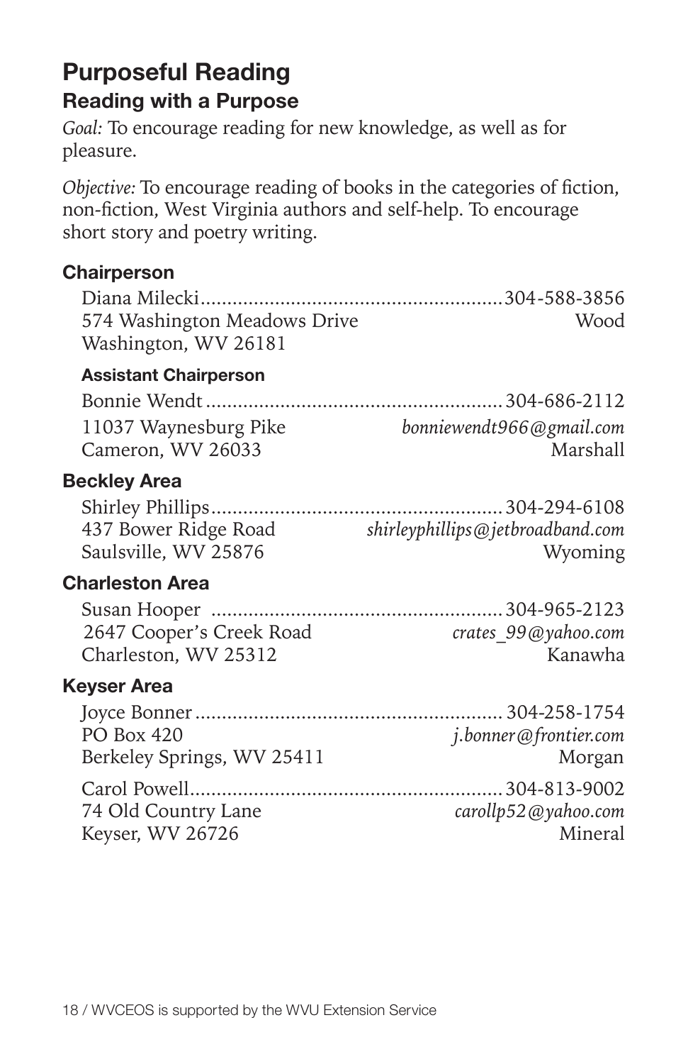# Purposeful Reading

## Reading with a Purpose

*Goal:* To encourage reading for new knowledge, as well as for pleasure.

*Objective:* To encourage reading of books in the categories of fiction, non-fiction, West Virginia authors and self-help. To encourage short story and poetry writing.

### Chairperson

Diana Milecki........................................................304-588-3856
574 Washington Meadows Drive — Wood
Washington, WV 26181

#### Assistant Chairperson

Bonnie Wendt.......................................................304-686-2112
11037 Waynesburg Pike — *bonniewendt966@gmail.com*
Cameron, WV 26033 — Marshall

### Beckley Area

Shirley Phillips......................................................304-294-6108
437 Bower Ridge Road — *shirleyphillips@jetbroadband.com*
Saulsville, WV 25876 — Wyoming

### Charleston Area

Susan Hooper ......................................................304-965-2123
2647 Cooper's Creek Road — *crates_99@yahoo.com*
Charleston, WV 25312 — Kanawha

### Keyser Area

Joyce Bonner.........................................................304-258-1754
PO Box 420 — *j.bonner@frontier.com*
Berkeley Springs, WV 25411 — Morgan

Carol Powell..........................................................304-813-9002
74 Old Country Lane — *carollp52@yahoo.com*
Keyser, WV 26726 — Mineral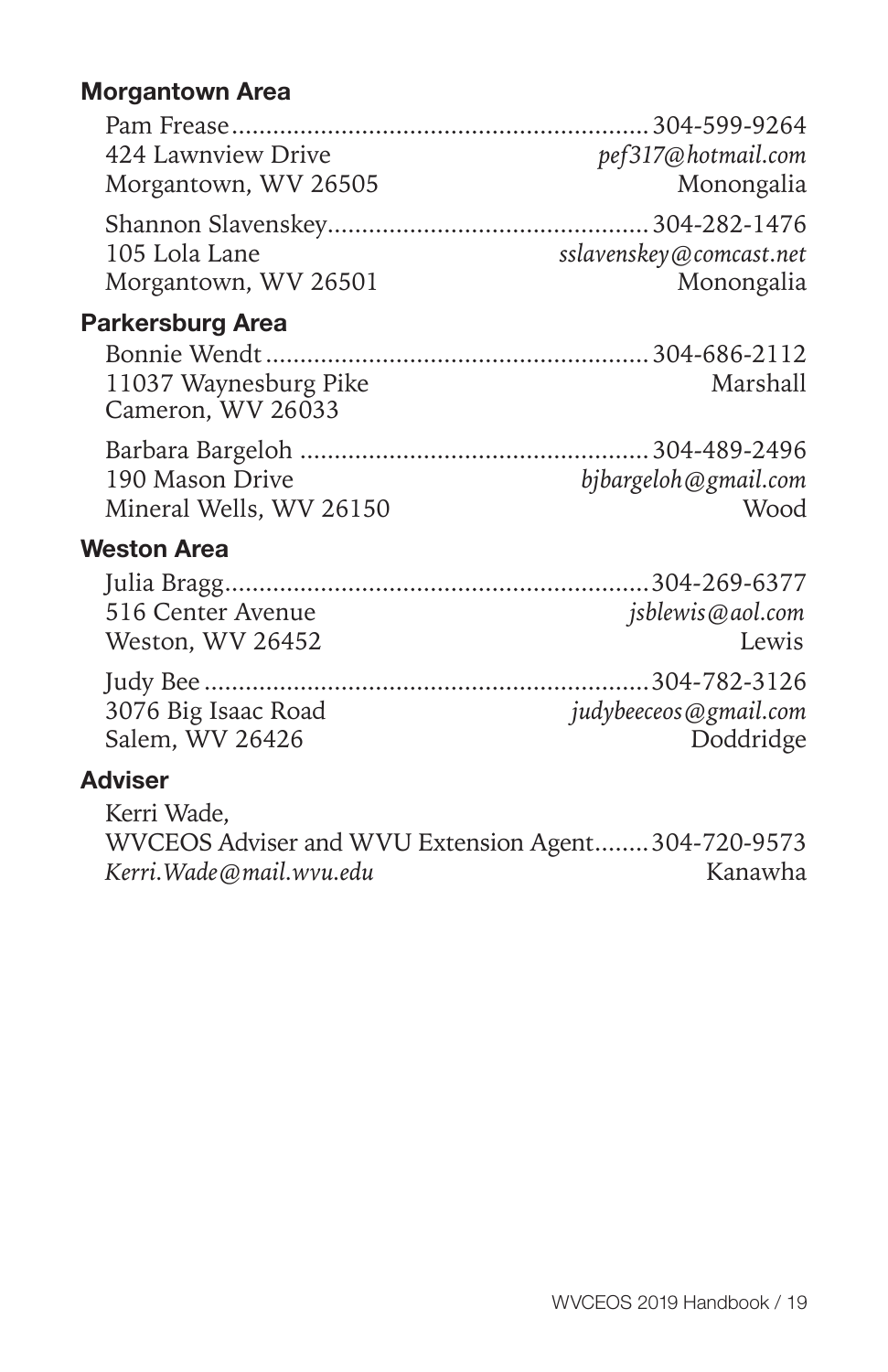## Morgantown Area

Pam Frease............................................................304-599-9264
424 Lawnview Drive *pef317@hotmail.com*
Morgantown, WV 26505 Monongalia

Shannon Slavenskey..............................................304-282-1476
105 Lola Lane *sslavenskey@comcast.net*
Morgantown, WV 26501 Monongalia

## Parkersburg Area

Bonnie Wendt.......................................................304-686-2112
11037 Waynesburg Pike Marshall
Cameron, WV 26033

Barbara Bargeloh ..................................................304-489-2496
190 Mason Drive *bjbargeloh@gmail.com*
Mineral Wells, WV 26150 Wood

## Weston Area

Julia Bragg.............................................................304-269-6377
516 Center Avenue *jsblewis@aol.com*
Weston, WV 26452 Lewis

Judy Bee ................................................................304-782-3126
3076 Big Isaac Road *judybeeceos@gmail.com*
Salem, WV 26426 Doddridge

## Adviser

Kerri Wade,
WVCEOS Adviser and WVU Extension Agent........304-720-9573
*Kerri.Wade@mail.wvu.edu* Kanawha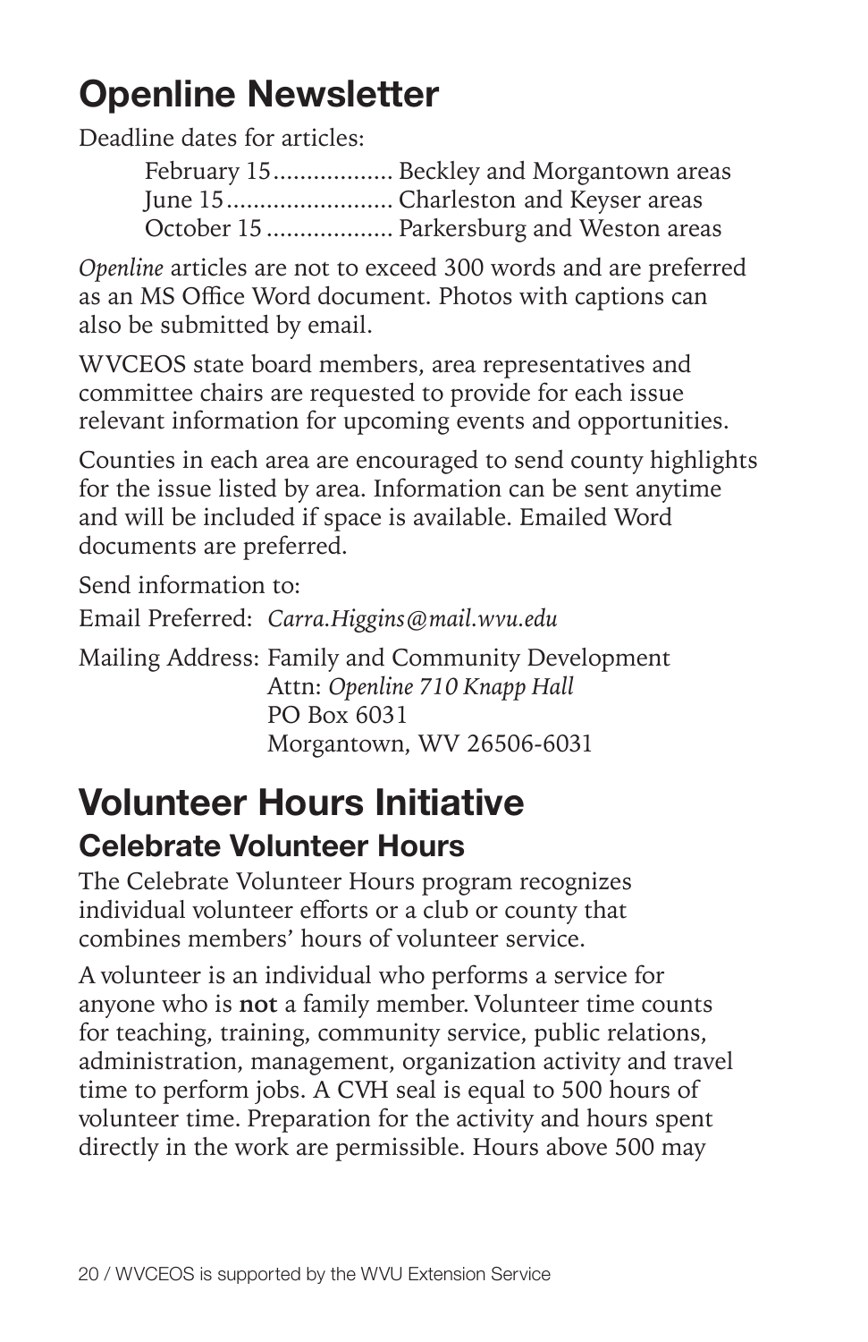# Openline Newsletter

Deadline dates for articles:

February 15.................. Beckley and Morgantown areas
June 15......................... Charleston and Keyser areas
October 15................... Parkersburg and Weston areas

*Openline* articles are not to exceed 300 words and are preferred as an MS Office Word document. Photos with captions can also be submitted by email.

WVCEOS state board members, area representatives and committee chairs are requested to provide for each issue relevant information for upcoming events and opportunities.

Counties in each area are encouraged to send county highlights for the issue listed by area. Information can be sent anytime and will be included if space is available. Emailed Word documents are preferred.

Send information to:

Email Preferred: *Carra.Higgins@mail.wvu.edu*

Mailing Address: Family and Community Development
Attn: *Openline 710 Knapp Hall*
PO Box 6031
Morgantown, WV 26506-6031

# Volunteer Hours Initiative

## Celebrate Volunteer Hours

The Celebrate Volunteer Hours program recognizes individual volunteer efforts or a club or county that combines members' hours of volunteer service.

A volunteer is an individual who performs a service for anyone who is **not** a family member. Volunteer time counts for teaching, training, community service, public relations, administration, management, organization activity and travel time to perform jobs. A CVH seal is equal to 500 hours of volunteer time. Preparation for the activity and hours spent directly in the work are permissible. Hours above 500 may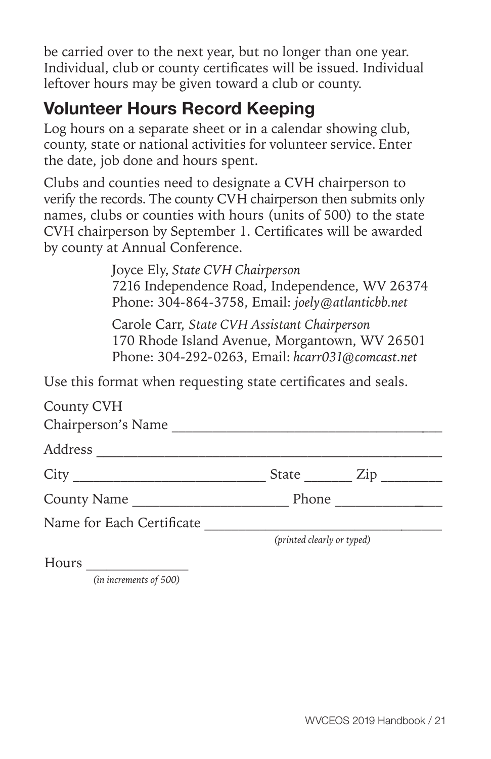be carried over to the next year, but no longer than one year. Individual, club or county certificates will be issued. Individual leftover hours may be given toward a club or county.

## Volunteer Hours Record Keeping

Log hours on a separate sheet or in a calendar showing club, county, state or national activities for volunteer service. Enter the date, job done and hours spent.

Clubs and counties need to designate a CVH chairperson to verify the records. The county CVH chairperson then submits only names, clubs or counties with hours (units of 500) to the state CVH chairperson by September 1. Certificates will be awarded by county at Annual Conference.

> Joyce Ely, *State CVH Chairperson*
> 7216 Independence Road, Independence, WV 26374
> Phone: 304-864-3758, Email: *joely@atlanticbb.net*
>
> Carole Carr, *State CVH Assistant Chairperson*
> 170 Rhode Island Avenue, Morgantown, WV 26501
> Phone: 304-292-0263, Email: *hcarr031@comcast.net*

Use this format when requesting state certificates and seals.

County CVH
Chairperson's Name ___________________________________

Address ______________________________________________

City ________________________ State ______ Zip ________

County Name ____________________ Phone _______________

Name for Each Certificate ______________________________
*(printed clearly or typed)*

Hours _____________
*(in increments of 500)*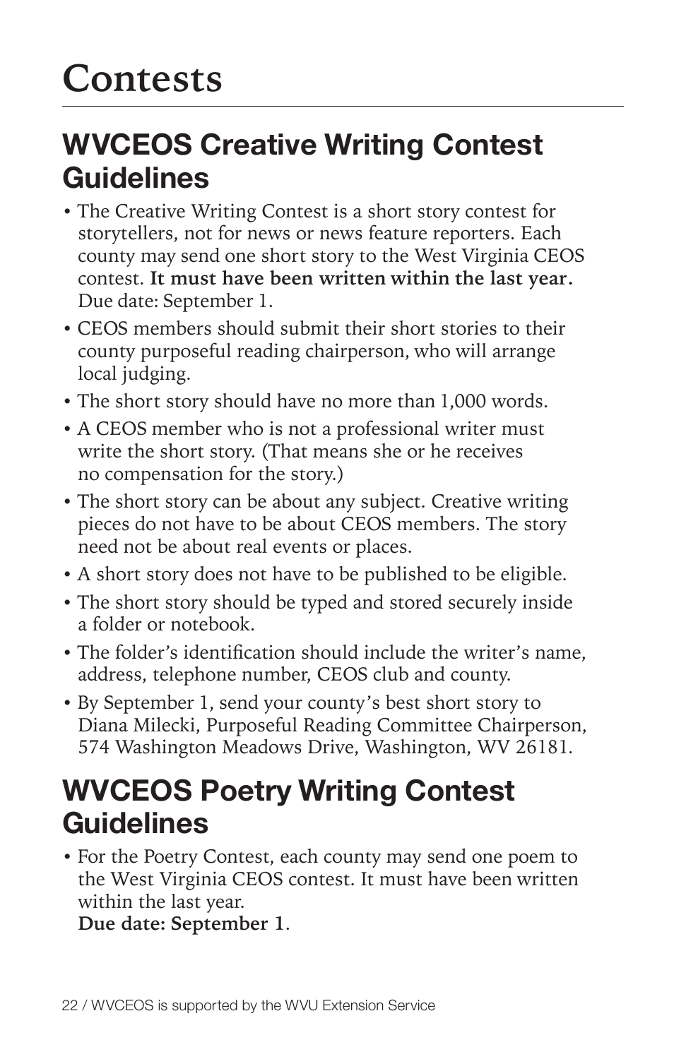# Contests

## WVCEOS Creative Writing Contest Guidelines

- The Creative Writing Contest is a short story contest for storytellers, not for news or news feature reporters. Each county may send one short story to the West Virginia CEOS contest. **It must have been written within the last year.** Due date: September 1.
- CEOS members should submit their short stories to their county purposeful reading chairperson, who will arrange local judging.
- The short story should have no more than 1,000 words.
- A CEOS member who is not a professional writer must write the short story. (That means she or he receives no compensation for the story.)
- The short story can be about any subject. Creative writing pieces do not have to be about CEOS members. The story need not be about real events or places.
- A short story does not have to be published to be eligible.
- The short story should be typed and stored securely inside a folder or notebook.
- The folder's identification should include the writer's name, address, telephone number, CEOS club and county.
- By September 1, send your county's best short story to Diana Milecki, Purposeful Reading Committee Chairperson, 574 Washington Meadows Drive, Washington, WV 26181.

## WVCEOS Poetry Writing Contest Guidelines

- For the Poetry Contest, each county may send one poem to the West Virginia CEOS contest. It must have been written within the last year.
  **Due date: September 1**.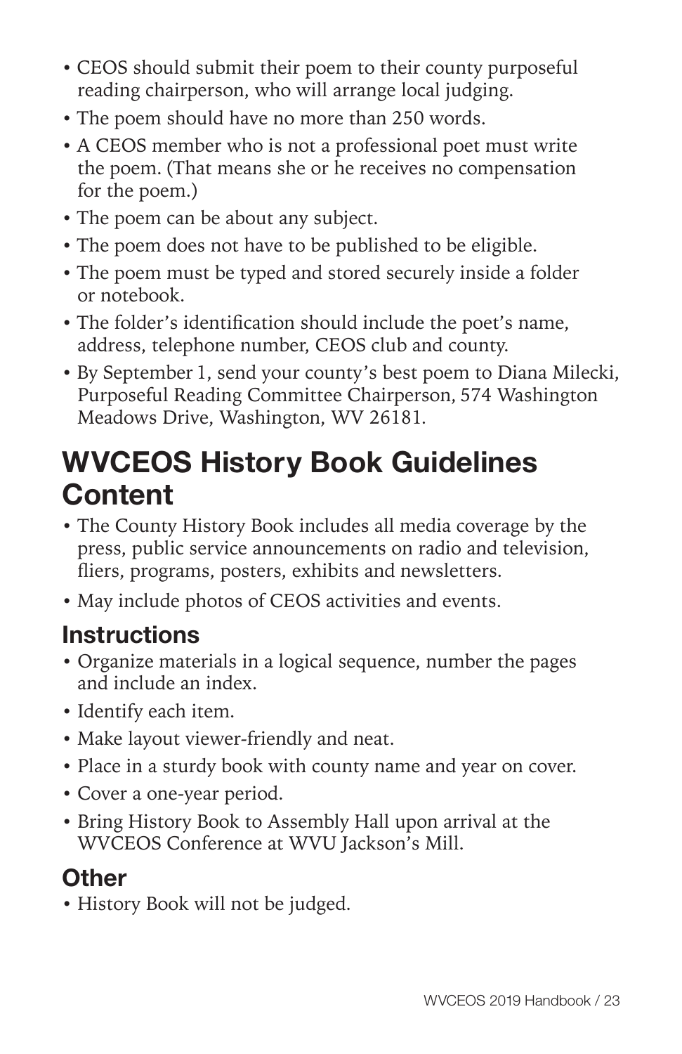- CEOS should submit their poem to their county purposeful reading chairperson, who will arrange local judging.
- The poem should have no more than 250 words.
- A CEOS member who is not a professional poet must write the poem. (That means she or he receives no compensation for the poem.)
- The poem can be about any subject.
- The poem does not have to be published to be eligible.
- The poem must be typed and stored securely inside a folder or notebook.
- The folder's identification should include the poet's name, address, telephone number, CEOS club and county.
- By September 1, send your county's best poem to Diana Milecki, Purposeful Reading Committee Chairperson, 574 Washington Meadows Drive, Washington, WV 26181.

# WVCEOS History Book Guidelines Content

- The County History Book includes all media coverage by the press, public service announcements on radio and television, fliers, programs, posters, exhibits and newsletters.
- May include photos of CEOS activities and events.

## Instructions

- Organize materials in a logical sequence, number the pages and include an index.
- Identify each item.
- Make layout viewer-friendly and neat.
- Place in a sturdy book with county name and year on cover.
- Cover a one-year period.
- Bring History Book to Assembly Hall upon arrival at the WVCEOS Conference at WVU Jackson's Mill.

## Other

- History Book will not be judged.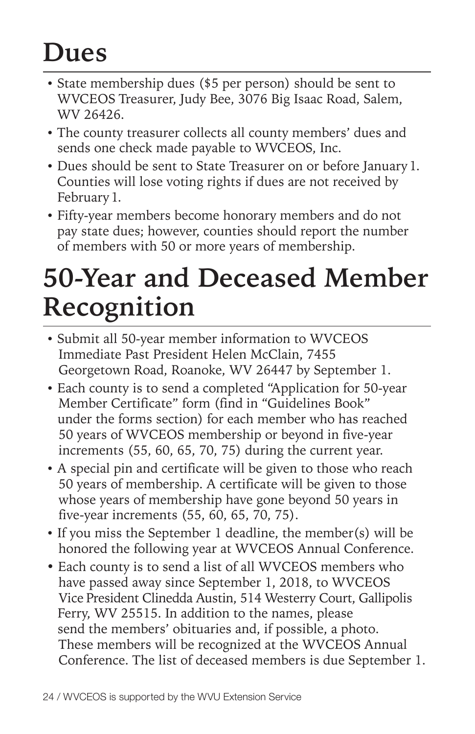# Dues

- State membership dues ($5 per person) should be sent to WVCEOS Treasurer, Judy Bee, 3076 Big Isaac Road, Salem, WV 26426.
- The county treasurer collects all county members' dues and sends one check made payable to WVCEOS, Inc.
- Dues should be sent to State Treasurer on or before January 1. Counties will lose voting rights if dues are not received by February 1.
- Fifty-year members become honorary members and do not pay state dues; however, counties should report the number of members with 50 or more years of membership.

# 50-Year and Deceased Member Recognition

- Submit all 50-year member information to WVCEOS Immediate Past President Helen McClain, 7455 Georgetown Road, Roanoke, WV 26447 by September 1.
- Each county is to send a completed "Application for 50-year Member Certificate" form (find in "Guidelines Book" under the forms section) for each member who has reached 50 years of WVCEOS membership or beyond in five-year increments (55, 60, 65, 70, 75) during the current year.
- A special pin and certificate will be given to those who reach 50 years of membership. A certificate will be given to those whose years of membership have gone beyond 50 years in five-year increments (55, 60, 65, 70, 75).
- If you miss the September 1 deadline, the member(s) will be honored the following year at WVCEOS Annual Conference.
- Each county is to send a list of all WVCEOS members who have passed away since September 1, 2018, to WVCEOS Vice President Clinedda Austin, 514 Westerry Court, Gallipolis Ferry, WV 25515. In addition to the names, please send the members' obituaries and, if possible, a photo. These members will be recognized at the WVCEOS Annual Conference. The list of deceased members is due September 1.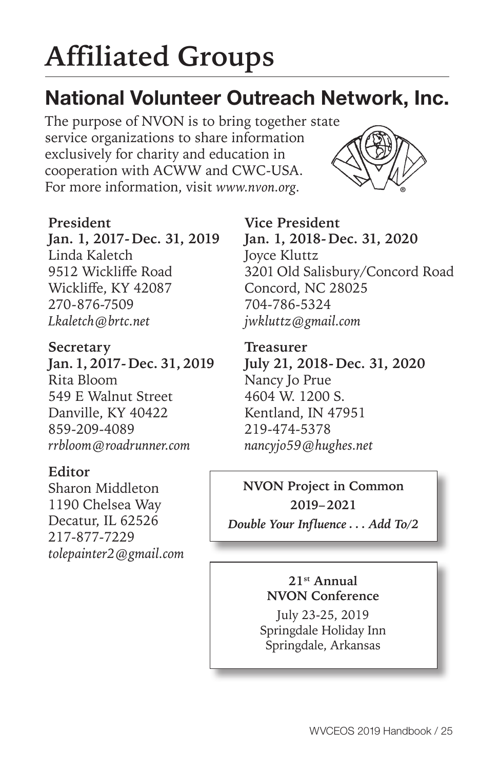# Affiliated Groups

## National Volunteer Outreach Network, Inc.

The purpose of NVON is to bring together state service organizations to share information exclusively for charity and education in cooperation with ACWW and CWC-USA. For more information, visit *www.nvon.org*.

**President**
**Jan. 1, 2017- Dec. 31, 2019**
Linda Kaletch
9512 Wickliffe Road
Wickliffe, KY 42087
270-876-7509
*Lkaletch@brtc.net*

**Vice President**
**Jan. 1, 2018- Dec. 31, 2020**
Joyce Kluttz
3201 Old Salisbury/Concord Road
Concord, NC 28025
704-786-5324
*jwkluttz@gmail.com*

**Secretary**
**Jan. 1, 2017- Dec. 31, 2019**
Rita Bloom
549 E Walnut Street
Danville, KY 40422
859-209-4089
*rrbloom@roadrunner.com*

**Treasurer**
**July 21, 2018- Dec. 31, 2020**
Nancy Jo Prue
4604 W. 1200 S.
Kentland, IN 47951
219-474-5378
*nancyjo59@hughes.net*

**Editor**
Sharon Middleton
1190 Chelsea Way
Decatur, IL 62526
217-877-7229
*tolepainter2@gmail.com*

**NVON Project in Common**
**2019–2021**
***Double Your Influence . . . Add To/2***

**21st Annual**
**NVON Conference**
July 23-25, 2019
Springdale Holiday Inn
Springdale, Arkansas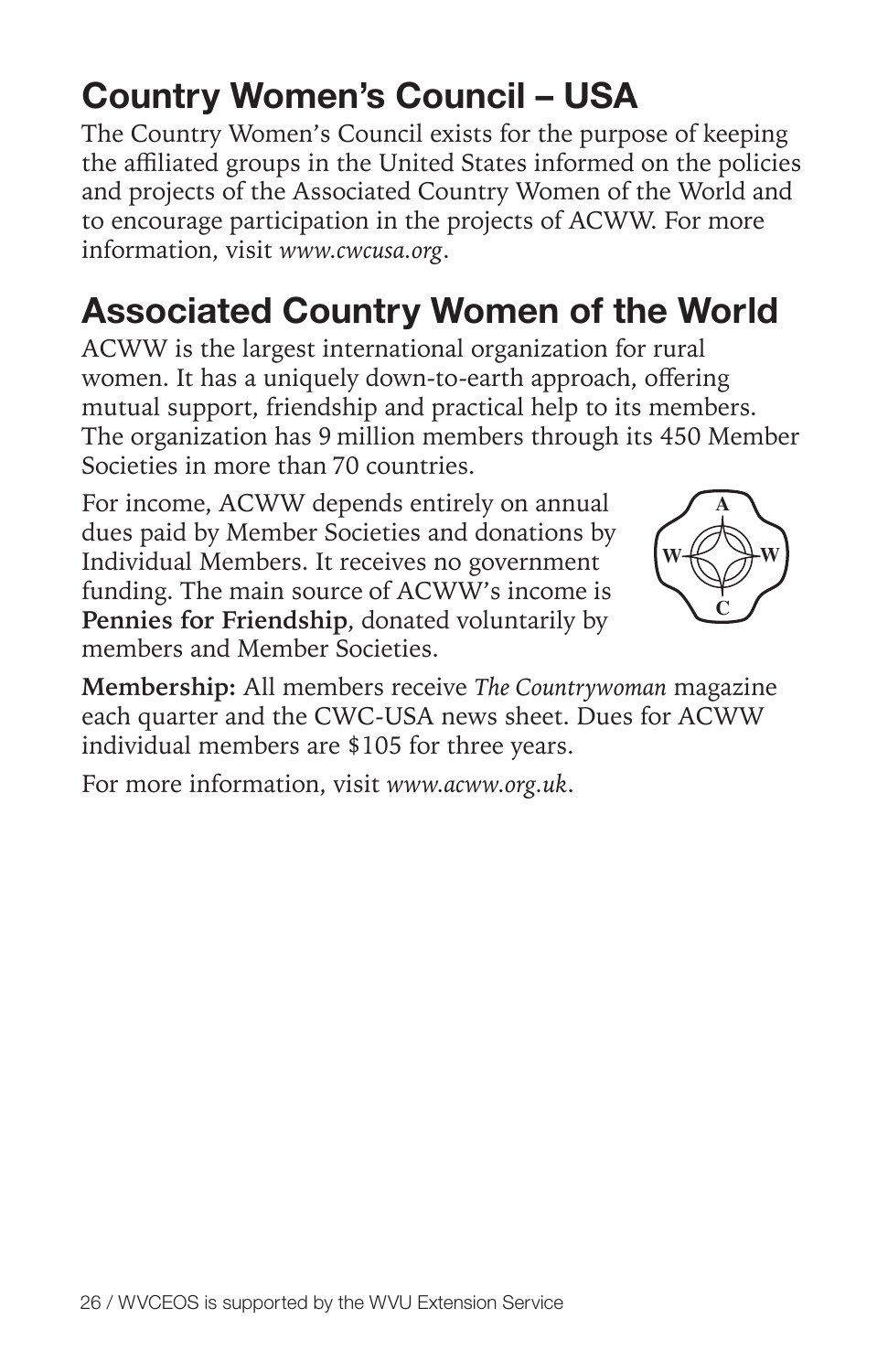## Country Women's Council – USA

The Country Women's Council exists for the purpose of keeping the affiliated groups in the United States informed on the policies and projects of the Associated Country Women of the World and to encourage participation in the projects of ACWW. For more information, visit *www.cwcusa.org*.

## Associated Country Women of the World

ACWW is the largest international organization for rural women. It has a uniquely down-to-earth approach, offering mutual support, friendship and practical help to its members. The organization has 9 million members through its 450 Member Societies in more than 70 countries.

For income, ACWW depends entirely on annual dues paid by Member Societies and donations by Individual Members. It receives no government funding. The main source of ACWW's income is **Pennies for Friendship**, donated voluntarily by members and Member Societies.

**Membership:** All members receive *The Countrywoman* magazine each quarter and the CWC-USA news sheet. Dues for ACWW individual members are $105 for three years.

For more information, visit *www.acww.org.uk*.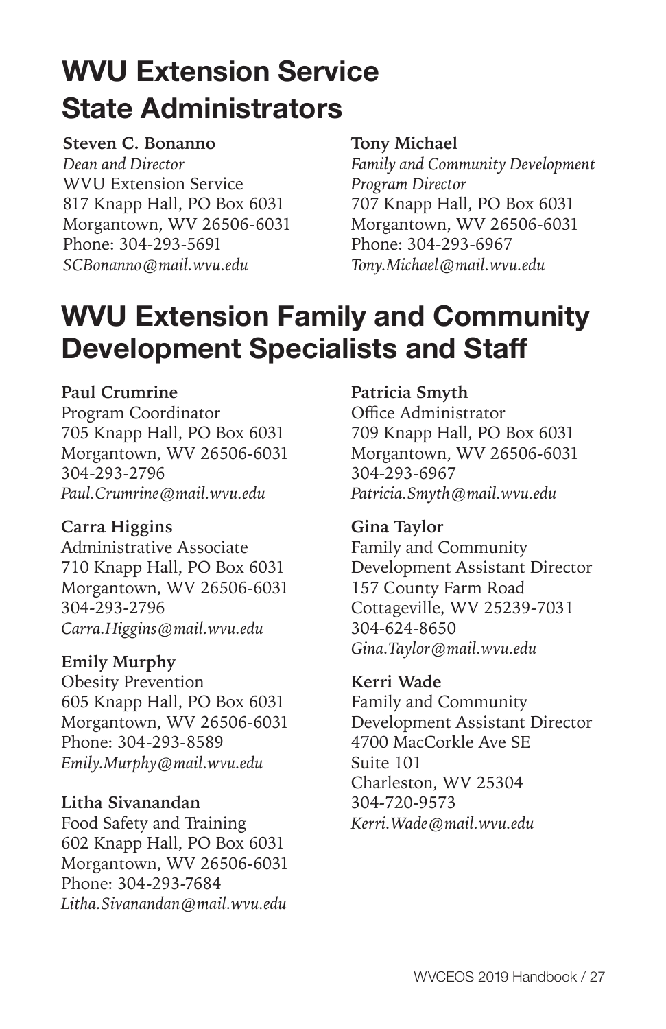# WVU Extension Service State Administrators

**Steven C. Bonanno**
*Dean and Director*
WVU Extension Service
817 Knapp Hall, PO Box 6031
Morgantown, WV 26506-6031
Phone: 304-293-5691
*SCBonanno@mail.wvu.edu*

**Tony Michael**
*Family and Community Development Program Director*
707 Knapp Hall, PO Box 6031
Morgantown, WV 26506-6031
Phone: 304-293-6967
*Tony.Michael@mail.wvu.edu*

# WVU Extension Family and Community Development Specialists and Staff

**Paul Crumrine**
Program Coordinator
705 Knapp Hall, PO Box 6031
Morgantown, WV 26506-6031
304-293-2796
*Paul.Crumrine@mail.wvu.edu*

**Carra Higgins**
Administrative Associate
710 Knapp Hall, PO Box 6031
Morgantown, WV 26506-6031
304-293-2796
*Carra.Higgins@mail.wvu.edu*

**Emily Murphy**
Obesity Prevention
605 Knapp Hall, PO Box 6031
Morgantown, WV 26506-6031
Phone: 304-293-8589
*Emily.Murphy@mail.wvu.edu*

**Litha Sivanandan**
Food Safety and Training
602 Knapp Hall, PO Box 6031
Morgantown, WV 26506-6031
Phone: 304-293-7684
*Litha.Sivanandan@mail.wvu.edu*

**Patricia Smyth**
Office Administrator
709 Knapp Hall, PO Box 6031
Morgantown, WV 26506-6031
304-293-6967
*Patricia.Smyth@mail.wvu.edu*

**Gina Taylor**
Family and Community Development Assistant Director
157 County Farm Road
Cottageville, WV 25239-7031
304-624-8650
*Gina.Taylor@mail.wvu.edu*

**Kerri Wade**
Family and Community Development Assistant Director
4700 MacCorkle Ave SE
Suite 101
Charleston, WV 25304
304-720-9573
*Kerri.Wade@mail.wvu.edu*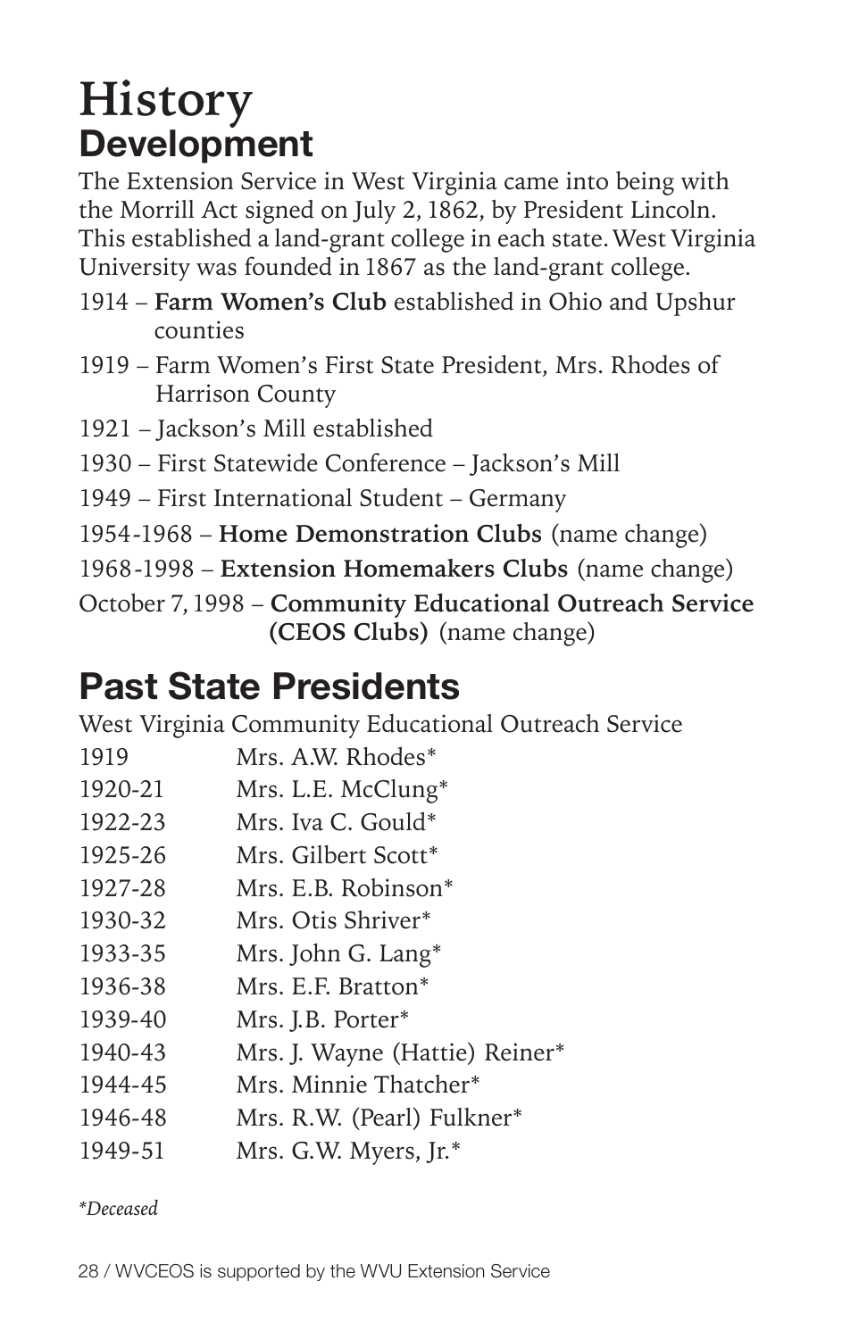# History

## Development

The Extension Service in West Virginia came into being with the Morrill Act signed on July 2, 1862, by President Lincoln. This established a land-grant college in each state. West Virginia University was founded in 1867 as the land-grant college.

- 1914 – **Farm Women's Club** established in Ohio and Upshur counties
- 1919 – Farm Women's First State President, Mrs. Rhodes of Harrison County
- 1921 – Jackson's Mill established
- 1930 – First Statewide Conference – Jackson's Mill
- 1949 – First International Student – Germany
- 1954-1968 – **Home Demonstration Clubs** (name change)
- 1968-1998 – **Extension Homemakers Clubs** (name change)
- October 7, 1998 – **Community Educational Outreach Service (CEOS Clubs)** (name change)

## Past State Presidents

West Virginia Community Educational Outreach Service

| | |
|---|---|
| 1919 | Mrs. A.W. Rhodes* |
| 1920-21 | Mrs. L.E. McClung* |
| 1922-23 | Mrs. Iva C. Gould* |
| 1925-26 | Mrs. Gilbert Scott* |
| 1927-28 | Mrs. E.B. Robinson* |
| 1930-32 | Mrs. Otis Shriver* |
| 1933-35 | Mrs. John G. Lang* |
| 1936-38 | Mrs. E.F. Bratton* |
| 1939-40 | Mrs. J.B. Porter* |
| 1940-43 | Mrs. J. Wayne (Hattie) Reiner* |
| 1944-45 | Mrs. Minnie Thatcher* |
| 1946-48 | Mrs. R.W. (Pearl) Fulkner* |
| 1949-51 | Mrs. G.W. Myers, Jr.* |

*\*Deceased*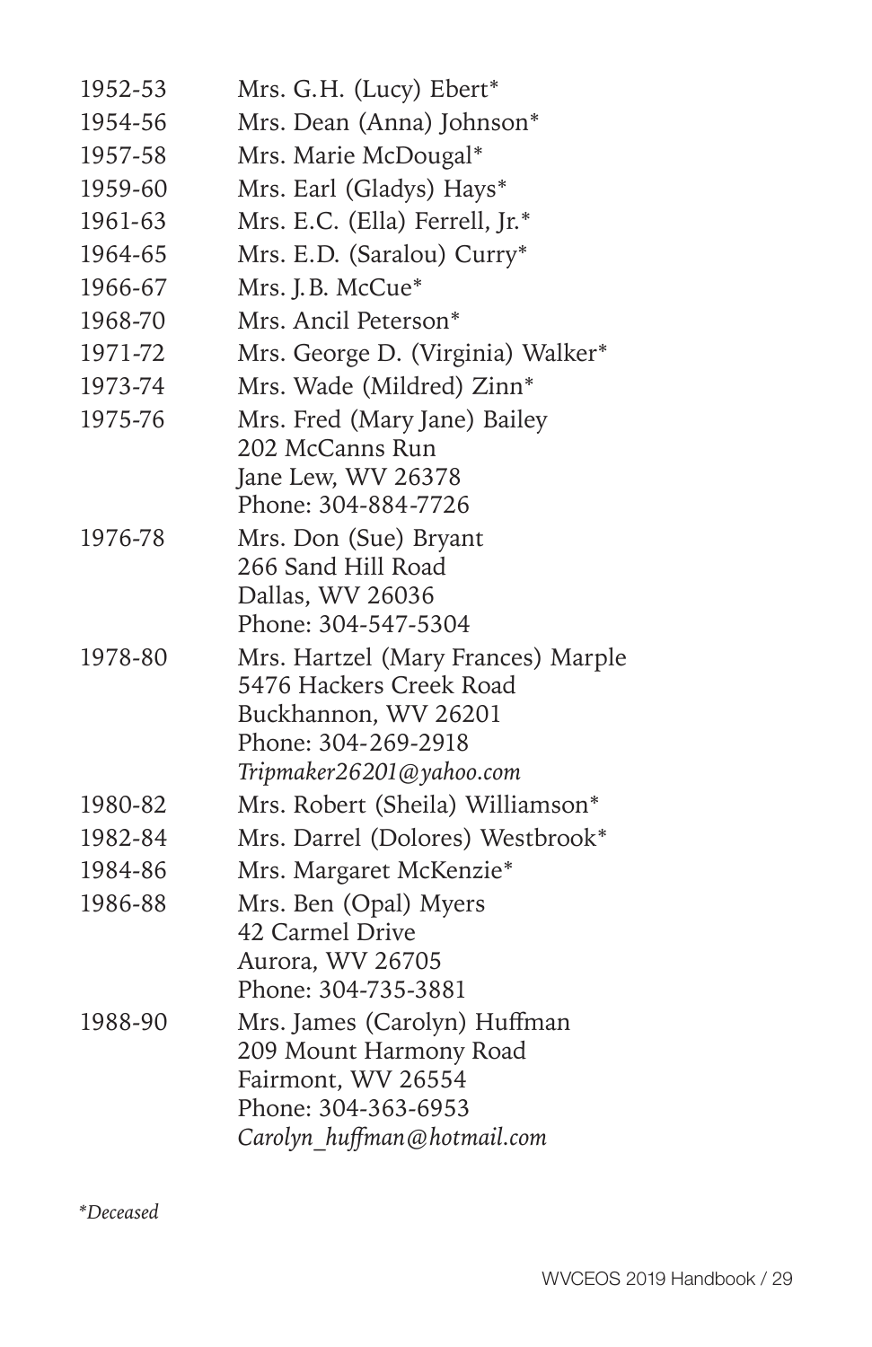| | |
|---|---|
| 1952-53 | Mrs. G.H. (Lucy) Ebert* |
| 1954-56 | Mrs. Dean (Anna) Johnson* |
| 1957-58 | Mrs. Marie McDougal* |
| 1959-60 | Mrs. Earl (Gladys) Hays* |
| 1961-63 | Mrs. E.C. (Ella) Ferrell, Jr.* |
| 1964-65 | Mrs. E.D. (Saralou) Curry* |
| 1966-67 | Mrs. J.B. McCue* |
| 1968-70 | Mrs. Ancil Peterson* |
| 1971-72 | Mrs. George D. (Virginia) Walker* |
| 1973-74 | Mrs. Wade (Mildred) Zinn* |
| 1975-76 | Mrs. Fred (Mary Jane) Bailey<br>202 McCanns Run<br>Jane Lew, WV 26378<br>Phone: 304-884-7726 |
| 1976-78 | Mrs. Don (Sue) Bryant<br>266 Sand Hill Road<br>Dallas, WV 26036<br>Phone: 304-547-5304 |
| 1978-80 | Mrs. Hartzel (Mary Frances) Marple<br>5476 Hackers Creek Road<br>Buckhannon, WV 26201<br>Phone: 304-269-2918<br>*Tripmaker26201@yahoo.com* |
| 1980-82 | Mrs. Robert (Sheila) Williamson* |
| 1982-84 | Mrs. Darrel (Dolores) Westbrook* |
| 1984-86 | Mrs. Margaret McKenzie* |
| 1986-88 | Mrs. Ben (Opal) Myers<br>42 Carmel Drive<br>Aurora, WV 26705<br>Phone: 304-735-3881 |
| 1988-90 | Mrs. James (Carolyn) Huffman<br>209 Mount Harmony Road<br>Fairmont, WV 26554<br>Phone: 304-363-6953<br>*Carolyn_huffman@hotmail.com* |

*\*Deceased*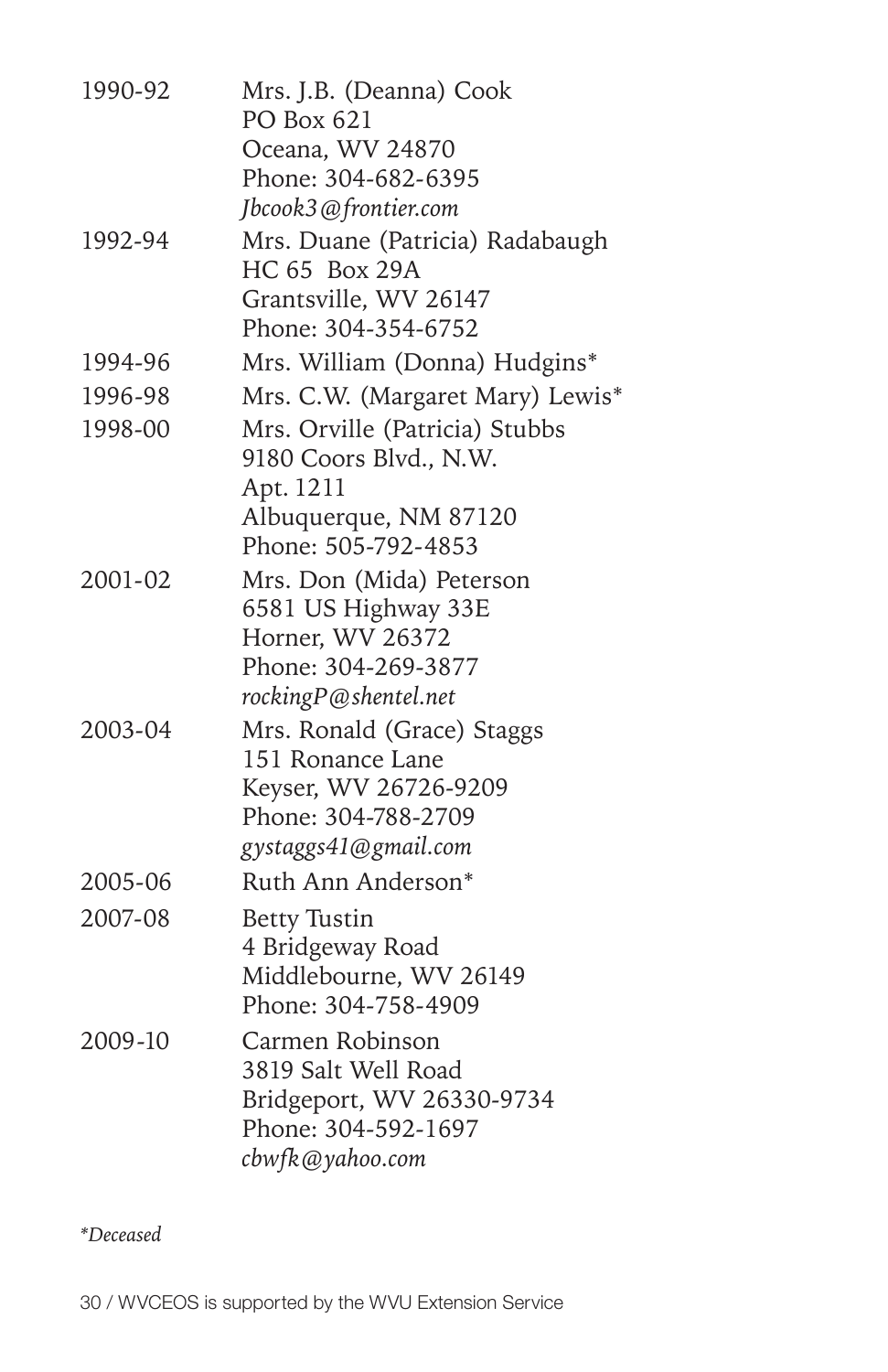1990-92 Mrs. J.B. (Deanna) Cook
PO Box 621
Oceana, WV 24870
Phone: 304-682-6395
*Jbcook3@frontier.com*

1992-94 Mrs. Duane (Patricia) Radabaugh
HC 65 Box 29A
Grantsville, WV 26147
Phone: 304-354-6752

1994-96 Mrs. William (Donna) Hudgins*

1996-98 Mrs. C.W. (Margaret Mary) Lewis*

1998-00 Mrs. Orville (Patricia) Stubbs
9180 Coors Blvd., N.W.
Apt. 1211
Albuquerque, NM 87120
Phone: 505-792-4853

2001-02 Mrs. Don (Mida) Peterson
6581 US Highway 33E
Horner, WV 26372
Phone: 304-269-3877
*rockingP@shentel.net*

2003-04 Mrs. Ronald (Grace) Staggs
151 Ronance Lane
Keyser, WV 26726-9209
Phone: 304-788-2709
*gystaggs41@gmail.com*

2005-06 Ruth Ann Anderson*

2007-08 Betty Tustin
4 Bridgeway Road
Middlebourne, WV 26149
Phone: 304-758-4909

2009-10 Carmen Robinson
3819 Salt Well Road
Bridgeport, WV 26330-9734
Phone: 304-592-1697
*cbwfk@yahoo.com*

*\*Deceased*

WVCEOS is supported by the WVU Extension Service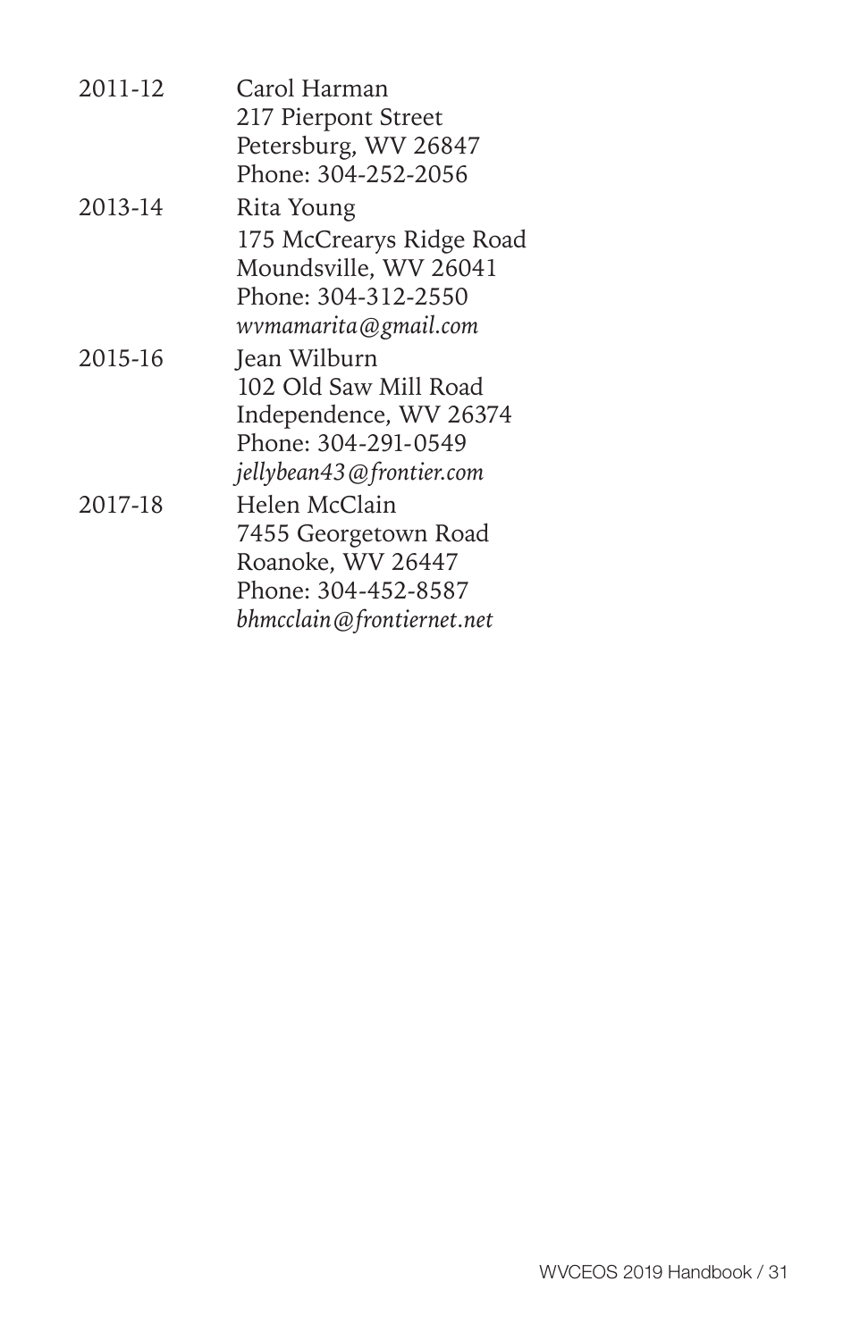| | |
|---|---|
| 2011-12 | Carol Harman<br>217 Pierpont Street<br>Petersburg, WV 26847<br>Phone: 304-252-2056 |
| 2013-14 | Rita Young<br>175 McCrearys Ridge Road<br>Moundsville, WV 26041<br>Phone: 304-312-2550<br>*wvmamarita@gmail.com* |
| 2015-16 | Jean Wilburn<br>102 Old Saw Mill Road<br>Independence, WV 26374<br>Phone: 304-291-0549<br>*jellybean43@frontier.com* |
| 2017-18 | Helen McClain<br>7455 Georgetown Road<br>Roanoke, WV 26447<br>Phone: 304-452-8587<br>*bhmcclain@frontiernet.net* |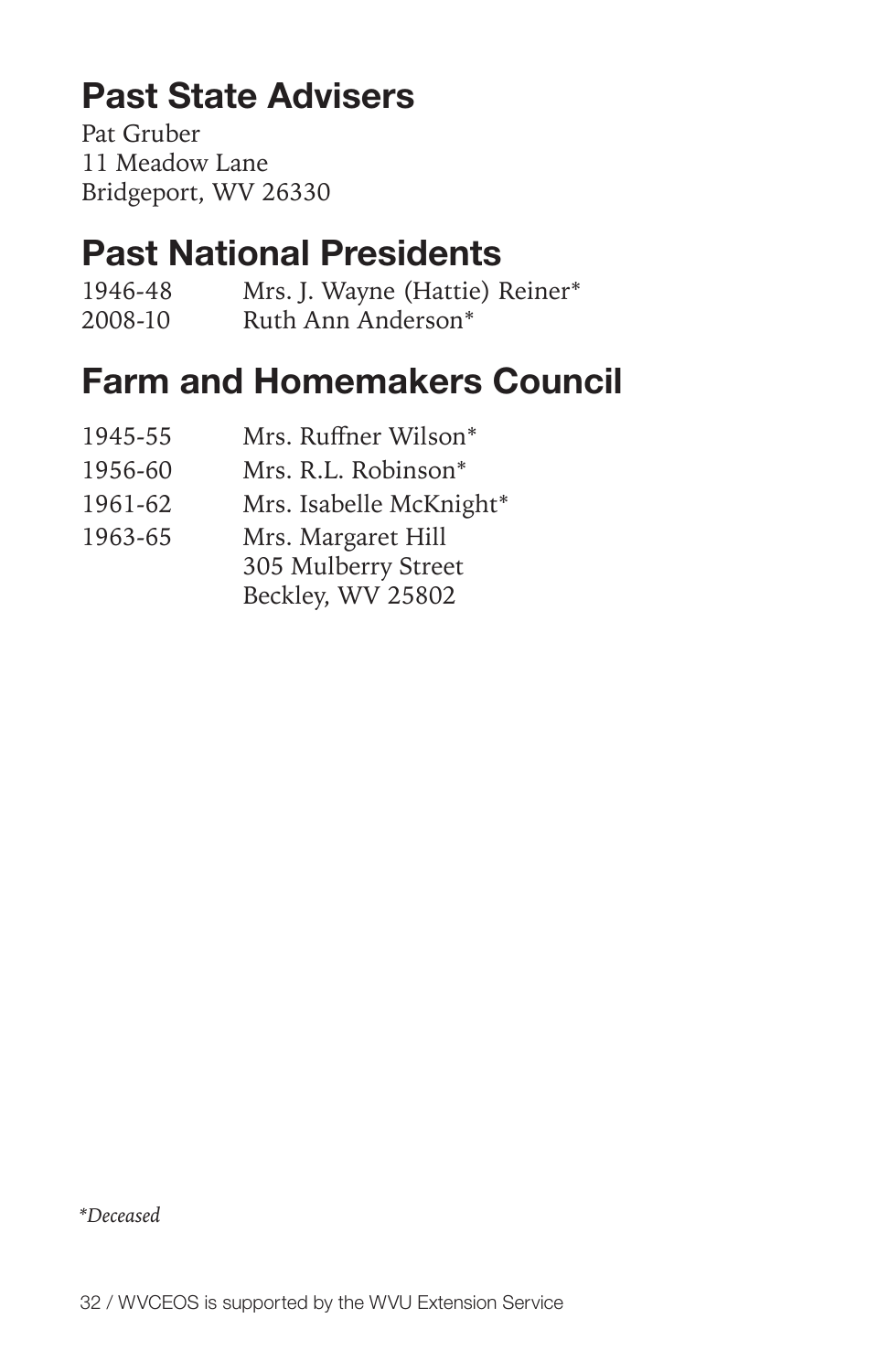## Past State Advisers

Pat Gruber
11 Meadow Lane
Bridgeport, WV 26330

## Past National Presidents

| | |
|---|---|
| 1946-48 | Mrs. J. Wayne (Hattie) Reiner* |
| 2008-10 | Ruth Ann Anderson* |

## Farm and Homemakers Council

| | |
|---|---|
| 1945-55 | Mrs. Ruffner Wilson* |
| 1956-60 | Mrs. R.L. Robinson* |
| 1961-62 | Mrs. Isabelle McKnight* |
| 1963-65 | Mrs. Margaret Hill<br>305 Mulberry Street<br>Beckley, WV 25802 |

*\*Deceased*

WVCEOS is supported by the WVU Extension Service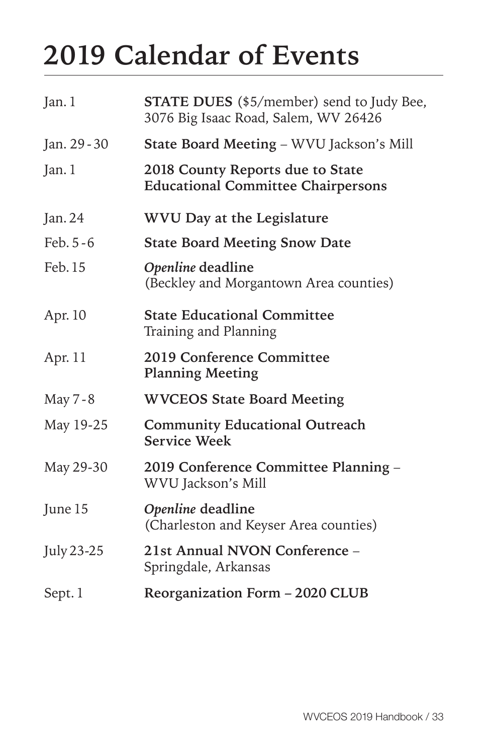# 2019 Calendar of Events

| | |
|---|---|
| Jan. 1 | **STATE DUES** ($5/member) send to Judy Bee, 3076 Big Isaac Road, Salem, WV 26426 |
| Jan. 29 - 30 | **State Board Meeting** – WVU Jackson's Mill |
| Jan. 1 | **2018 County Reports due to State Educational Committee Chairpersons** |
| Jan. 24 | **WVU Day at the Legislature** |
| Feb. 5 - 6 | **State Board Meeting Snow Date** |
| Feb. 15 | ***Openline* deadline** (Beckley and Morgantown Area counties) |
| Apr. 10 | **State Educational Committee** Training and Planning |
| Apr. 11 | **2019 Conference Committee Planning Meeting** |
| May 7 - 8 | **WVCEOS State Board Meeting** |
| May 19-25 | **Community Educational Outreach Service Week** |
| May 29-30 | **2019 Conference Committee Planning** – WVU Jackson's Mill |
| June 15 | ***Openline* deadline** (Charleston and Keyser Area counties) |
| July 23-25 | **21st Annual NVON Conference** – Springdale, Arkansas |
| Sept. 1 | **Reorganization Form – 2020 CLUB** |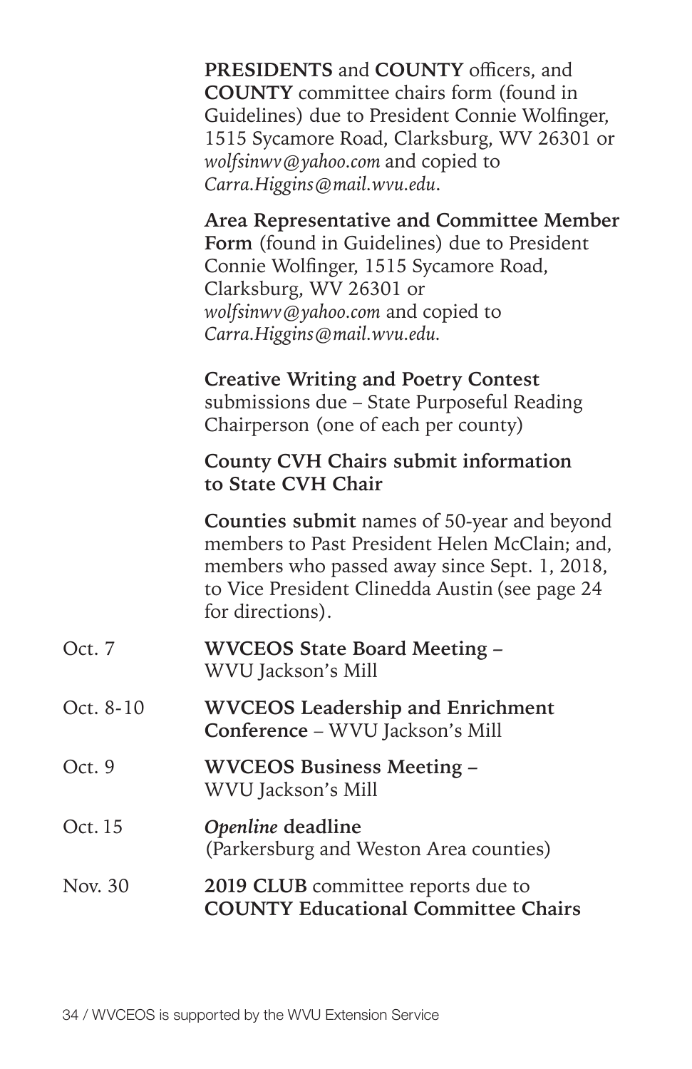**PRESIDENTS** and **COUNTY** officers, and **COUNTY** committee chairs form (found in Guidelines) due to President Connie Wolfinger, 1515 Sycamore Road, Clarksburg, WV 26301 or *wolfsinwv@yahoo.com* and copied to *Carra.Higgins@mail.wvu.edu*.

**Area Representative and Committee Member Form** (found in Guidelines) due to President Connie Wolfinger, 1515 Sycamore Road, Clarksburg, WV 26301 or *wolfsinwv@yahoo.com* and copied to *Carra.Higgins@mail.wvu.edu.*

**Creative Writing and Poetry Contest** submissions due – State Purposeful Reading Chairperson (one of each per county)

**County CVH Chairs submit information to State CVH Chair**

**Counties submit** names of 50-year and beyond members to Past President Helen McClain; and, members who passed away since Sept. 1, 2018, to Vice President Clinedda Austin (see page 24 for directions).

Oct. 7 — **WVCEOS State Board Meeting** – WVU Jackson's Mill

Oct. 8-10 — **WVCEOS Leadership and Enrichment Conference** – WVU Jackson's Mill

Oct. 9 — **WVCEOS Business Meeting** – WVU Jackson's Mill

Oct. 15 — ***Openline* deadline** (Parkersburg and Weston Area counties)

Nov. 30 — **2019 CLUB** committee reports due to **COUNTY Educational Committee Chairs**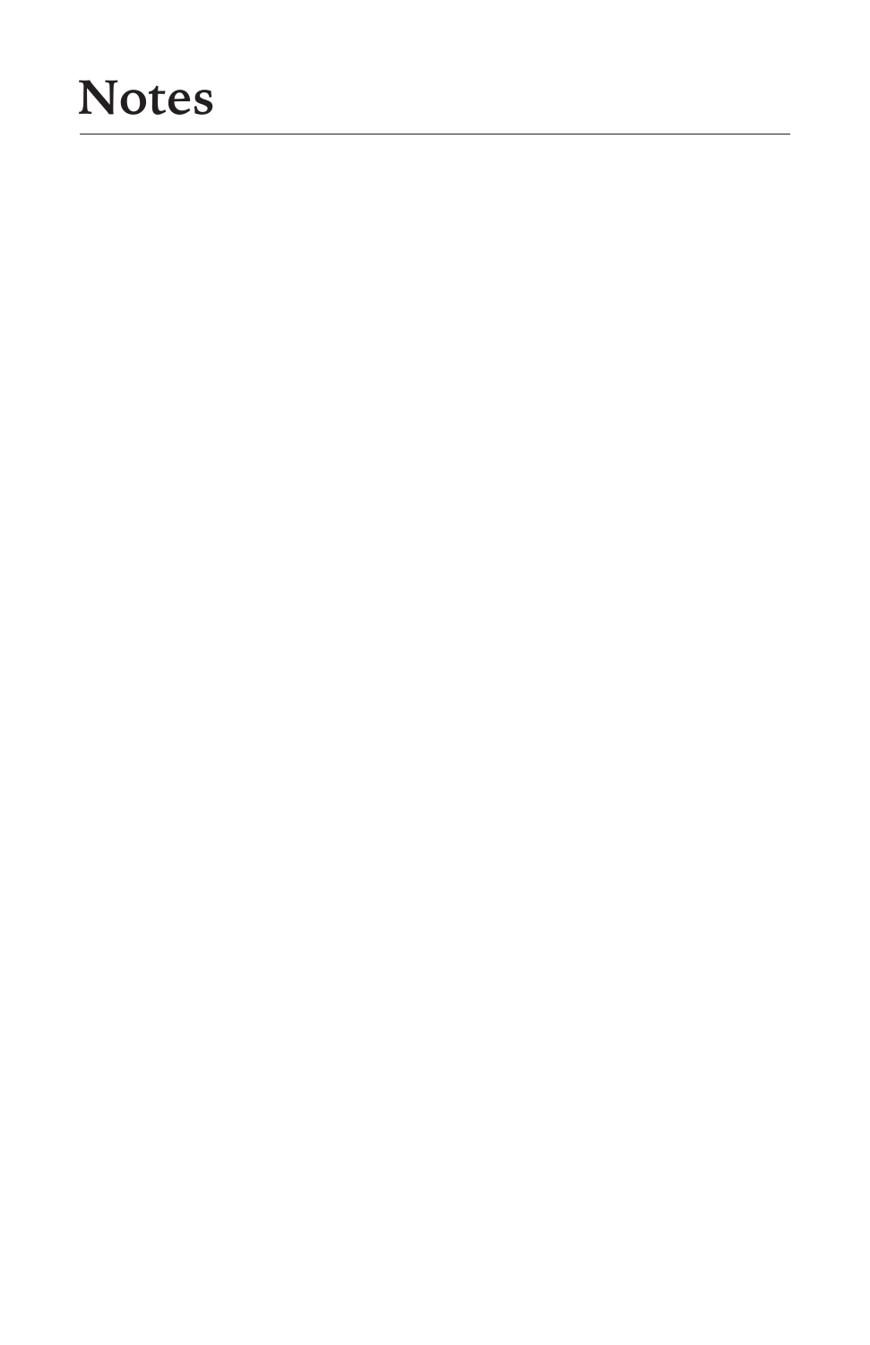# Notes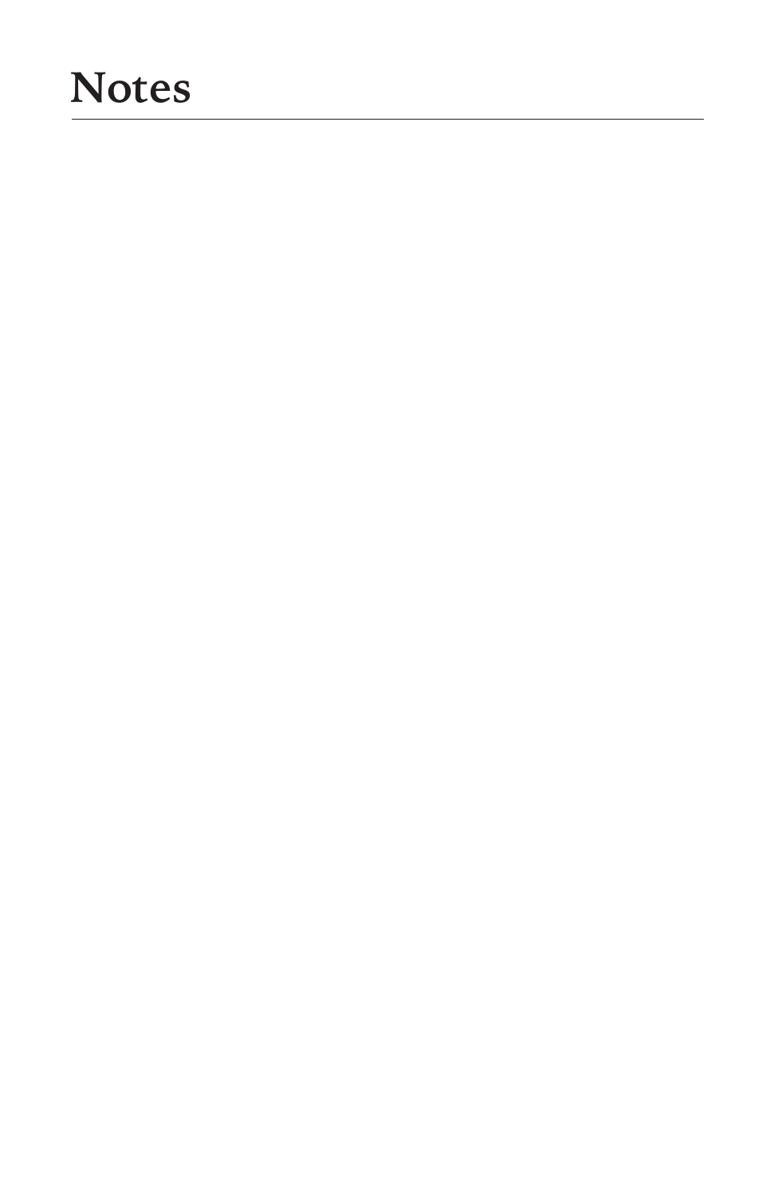# Notes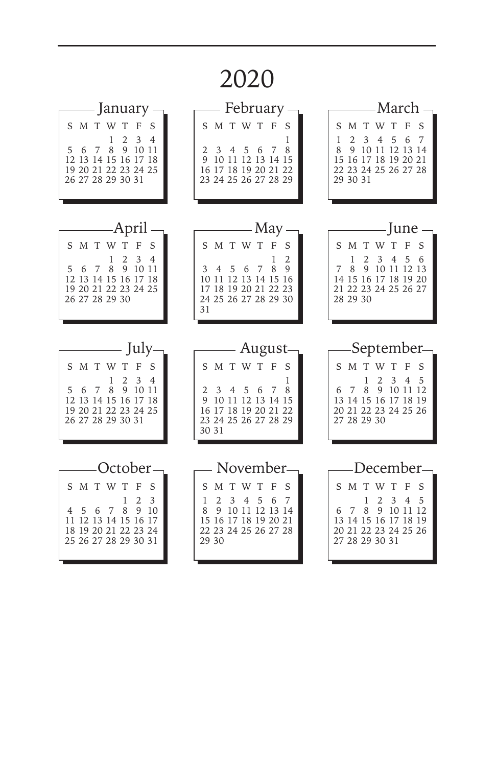# 2020

## January

| S | M | T | W | T | F | S |
|---|---|---|---|---|---|---|
| | | | 1 | 2 | 3 | 4 |
| 5 | 6 | 7 | 8 | 9 | 10 | 11 |
| 12 | 13 | 14 | 15 | 16 | 17 | 18 |
| 19 | 20 | 21 | 22 | 23 | 24 | 25 |
| 26 | 27 | 28 | 29 | 30 | 31 | |

## February

| S | M | T | W | T | F | S |
|---|---|---|---|---|---|---|
| | | | | | | 1 |
| 2 | 3 | 4 | 5 | 6 | 7 | 8 |
| 9 | 10 | 11 | 12 | 13 | 14 | 15 |
| 16 | 17 | 18 | 19 | 20 | 21 | 22 |
| 23 | 24 | 25 | 26 | 27 | 28 | 29 |

## March

| S | M | T | W | T | F | S |
|---|---|---|---|---|---|---|
| 1 | 2 | 3 | 4 | 5 | 6 | 7 |
| 8 | 9 | 10 | 11 | 12 | 13 | 14 |
| 15 | 16 | 17 | 18 | 19 | 20 | 21 |
| 22 | 23 | 24 | 25 | 26 | 27 | 28 |
| 29 | 30 | 31 | | | | |

## April

| S | M | T | W | T | F | S |
|---|---|---|---|---|---|---|
| | | | 1 | 2 | 3 | 4 |
| 5 | 6 | 7 | 8 | 9 | 10 | 11 |
| 12 | 13 | 14 | 15 | 16 | 17 | 18 |
| 19 | 20 | 21 | 22 | 23 | 24 | 25 |
| 26 | 27 | 28 | 29 | 30 | | |

## May

| S | M | T | W | T | F | S |
|---|---|---|---|---|---|---|
| | | | | | 1 | 2 |
| 3 | 4 | 5 | 6 | 7 | 8 | 9 |
| 10 | 11 | 12 | 13 | 14 | 15 | 16 |
| 17 | 18 | 19 | 20 | 21 | 22 | 23 |
| 24 | 25 | 26 | 27 | 28 | 29 | 30 |
| 31 | | | | | | |

## June

| S | M | T | W | T | F | S |
|---|---|---|---|---|---|---|
| | 1 | 2 | 3 | 4 | 5 | 6 |
| 7 | 8 | 9 | 10 | 11 | 12 | 13 |
| 14 | 15 | 16 | 17 | 18 | 19 | 20 |
| 21 | 22 | 23 | 24 | 25 | 26 | 27 |
| 28 | 29 | 30 | | | | |

## July

| S | M | T | W | T | F | S |
|---|---|---|---|---|---|---|
| | | | 1 | 2 | 3 | 4 |
| 5 | 6 | 7 | 8 | 9 | 10 | 11 |
| 12 | 13 | 14 | 15 | 16 | 17 | 18 |
| 19 | 20 | 21 | 22 | 23 | 24 | 25 |
| 26 | 27 | 28 | 29 | 30 | 31 | |

## August

| S | M | T | W | T | F | S |
|---|---|---|---|---|---|---|
| | | | | | | 1 |
| 2 | 3 | 4 | 5 | 6 | 7 | 8 |
| 9 | 10 | 11 | 12 | 13 | 14 | 15 |
| 16 | 17 | 18 | 19 | 20 | 21 | 22 |
| 23 | 24 | 25 | 26 | 27 | 28 | 29 |
| 30 | 31 | | | | | |

## September

| S | M | T | W | T | F | S |
|---|---|---|---|---|---|---|
| | | 1 | 2 | 3 | 4 | 5 |
| 6 | 7 | 8 | 9 | 10 | 11 | 12 |
| 13 | 14 | 15 | 16 | 17 | 18 | 19 |
| 20 | 21 | 22 | 23 | 24 | 25 | 26 |
| 27 | 28 | 29 | 30 | | | |

## October

| S | M | T | W | T | F | S |
|---|---|---|---|---|---|---|
| | | | | 1 | 2 | 3 |
| 4 | 5 | 6 | 7 | 8 | 9 | 10 |
| 11 | 12 | 13 | 14 | 15 | 16 | 17 |
| 18 | 19 | 20 | 21 | 22 | 23 | 24 |
| 25 | 26 | 27 | 28 | 29 | 30 | 31 |

## November

| S | M | T | W | T | F | S |
|---|---|---|---|---|---|---|
| 1 | 2 | 3 | 4 | 5 | 6 | 7 |
| 8 | 9 | 10 | 11 | 12 | 13 | 14 |
| 15 | 16 | 17 | 18 | 19 | 20 | 21 |
| 22 | 23 | 24 | 25 | 26 | 27 | 28 |
| 29 | 30 | | | | | |

## December

| S | M | T | W | T | F | S |
|---|---|---|---|---|---|---|
| | | 1 | 2 | 3 | 4 | 5 |
| 6 | 7 | 8 | 9 | 10 | 11 | 12 |
| 13 | 14 | 15 | 16 | 17 | 18 | 19 |
| 20 | 21 | 22 | 23 | 24 | 25 | 26 |
| 27 | 28 | 29 | 30 | 31 | | |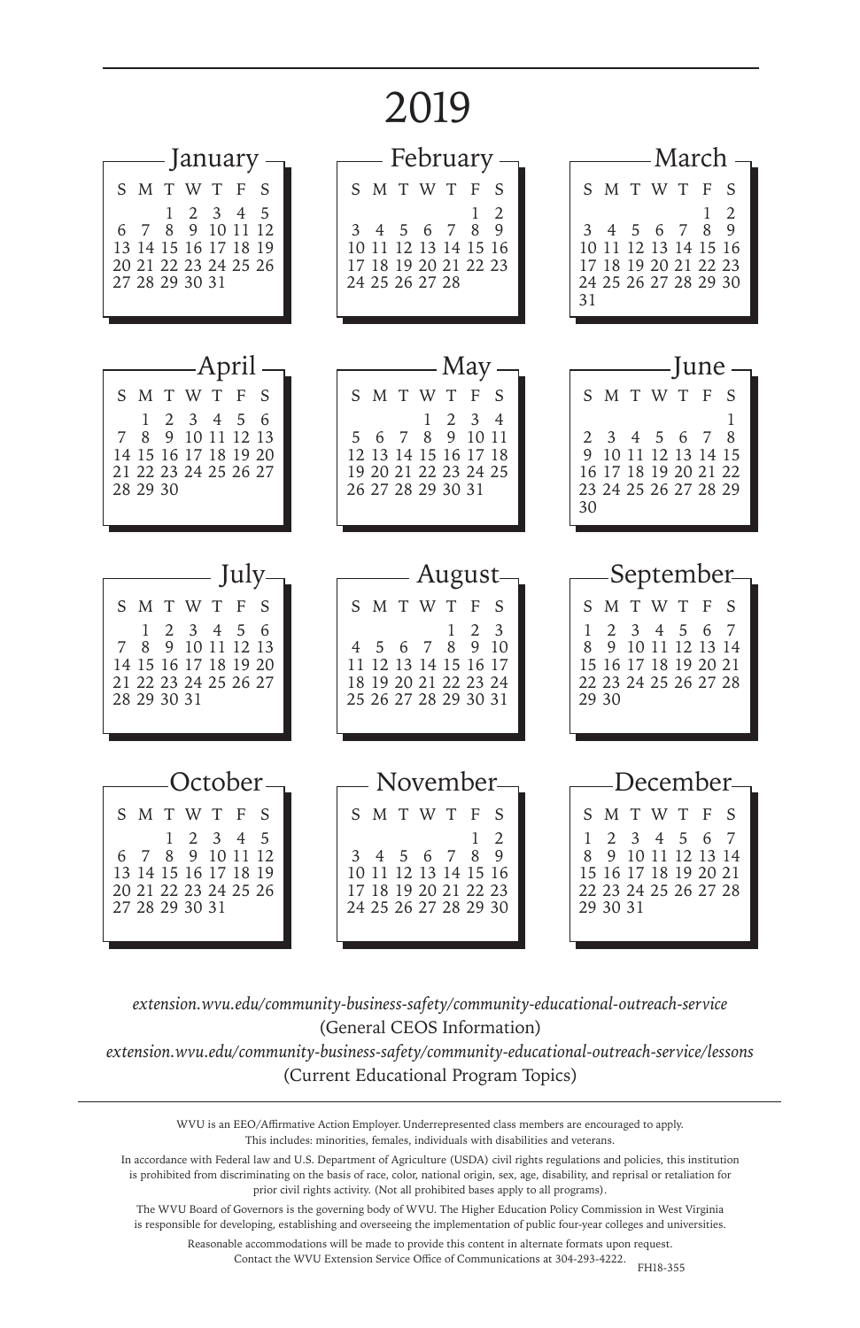# 2019

## January

| S | M | T | W | T | F | S |
|---|---|---|---|---|---|---|
| | | 1 | 2 | 3 | 4 | 5 |
| 6 | 7 | 8 | 9 | 10 | 11 | 12 |
| 13 | 14 | 15 | 16 | 17 | 18 | 19 |
| 20 | 21 | 22 | 23 | 24 | 25 | 26 |
| 27 | 28 | 29 | 30 | 31 | | |

## February

| S | M | T | W | T | F | S |
|---|---|---|---|---|---|---|
| | | | | | 1 | 2 |
| 3 | 4 | 5 | 6 | 7 | 8 | 9 |
| 10 | 11 | 12 | 13 | 14 | 15 | 16 |
| 17 | 18 | 19 | 20 | 21 | 22 | 23 |
| 24 | 25 | 26 | 27 | 28 | | |

## March

| S | M | T | W | T | F | S |
|---|---|---|---|---|---|---|
| | | | | | 1 | 2 |
| 3 | 4 | 5 | 6 | 7 | 8 | 9 |
| 10 | 11 | 12 | 13 | 14 | 15 | 16 |
| 17 | 18 | 19 | 20 | 21 | 22 | 23 |
| 24 | 25 | 26 | 27 | 28 | 29 | 30 |
| 31 | | | | | | |

## April

| S | M | T | W | T | F | S |
|---|---|---|---|---|---|---|
| | 1 | 2 | 3 | 4 | 5 | 6 |
| 7 | 8 | 9 | 10 | 11 | 12 | 13 |
| 14 | 15 | 16 | 17 | 18 | 19 | 20 |
| 21 | 22 | 23 | 24 | 25 | 26 | 27 |
| 28 | 29 | 30 | | | | |

## May

| S | M | T | W | T | F | S |
|---|---|---|---|---|---|---|
| | | | 1 | 2 | 3 | 4 |
| 5 | 6 | 7 | 8 | 9 | 10 | 11 |
| 12 | 13 | 14 | 15 | 16 | 17 | 18 |
| 19 | 20 | 21 | 22 | 23 | 24 | 25 |
| 26 | 27 | 28 | 29 | 30 | 31 | |

## June

| S | M | T | W | T | F | S |
|---|---|---|---|---|---|---|
| | | | | | | 1 |
| 2 | 3 | 4 | 5 | 6 | 7 | 8 |
| 9 | 10 | 11 | 12 | 13 | 14 | 15 |
| 16 | 17 | 18 | 19 | 20 | 21 | 22 |
| 23 | 24 | 25 | 26 | 27 | 28 | 29 |
| 30 | | | | | | |

## July

| S | M | T | W | T | F | S |
|---|---|---|---|---|---|---|
| | 1 | 2 | 3 | 4 | 5 | 6 |
| 7 | 8 | 9 | 10 | 11 | 12 | 13 |
| 14 | 15 | 16 | 17 | 18 | 19 | 20 |
| 21 | 22 | 23 | 24 | 25 | 26 | 27 |
| 28 | 29 | 30 | 31 | | | |

## August

| S | M | T | W | T | F | S |
|---|---|---|---|---|---|---|
| | | | | 1 | 2 | 3 |
| 4 | 5 | 6 | 7 | 8 | 9 | 10 |
| 11 | 12 | 13 | 14 | 15 | 16 | 17 |
| 18 | 19 | 20 | 21 | 22 | 23 | 24 |
| 25 | 26 | 27 | 28 | 29 | 30 | 31 |

## September

| S | M | T | W | T | F | S |
|---|---|---|---|---|---|---|
| 1 | 2 | 3 | 4 | 5 | 6 | 7 |
| 8 | 9 | 10 | 11 | 12 | 13 | 14 |
| 15 | 16 | 17 | 18 | 19 | 20 | 21 |
| 22 | 23 | 24 | 25 | 26 | 27 | 28 |
| 29 | 30 | | | | | |

## October

| S | M | T | W | T | F | S |
|---|---|---|---|---|---|---|
| | | 1 | 2 | 3 | 4 | 5 |
| 6 | 7 | 8 | 9 | 10 | 11 | 12 |
| 13 | 14 | 15 | 16 | 17 | 18 | 19 |
| 20 | 21 | 22 | 23 | 24 | 25 | 26 |
| 27 | 28 | 29 | 30 | 31 | | |

## November

| S | M | T | W | T | F | S |
|---|---|---|---|---|---|---|
| | | | | | 1 | 2 |
| 3 | 4 | 5 | 6 | 7 | 8 | 9 |
| 10 | 11 | 12 | 13 | 14 | 15 | 16 |
| 17 | 18 | 19 | 20 | 21 | 22 | 23 |
| 24 | 25 | 26 | 27 | 28 | 29 | 30 |

## December

| S | M | T | W | T | F | S |
|---|---|---|---|---|---|---|
| 1 | 2 | 3 | 4 | 5 | 6 | 7 |
| 8 | 9 | 10 | 11 | 12 | 13 | 14 |
| 15 | 16 | 17 | 18 | 19 | 20 | 21 |
| 22 | 23 | 24 | 25 | 26 | 27 | 28 |
| 29 | 30 | 31 | | | | |

*extension.wvu.edu/community-business-safety/community-educational-outreach-service*
(General CEOS Information)

*extension.wvu.edu/community-business-safety/community-educational-outreach-service/lessons*
(Current Educational Program Topics)

---

WVU is an EEO/Affirmative Action Employer. Underrepresented class members are encouraged to apply. This includes: minorities, females, individuals with disabilities and veterans.

In accordance with Federal law and U.S. Department of Agriculture (USDA) civil rights regulations and policies, this institution is prohibited from discriminating on the basis of race, color, national origin, sex, age, disability, and reprisal or retaliation for prior civil rights activity. (Not all prohibited bases apply to all programs).

The WVU Board of Governors is the governing body of WVU. The Higher Education Policy Commission in West Virginia is responsible for developing, establishing and overseeing the implementation of public four-year colleges and universities.

Reasonable accommodations will be made to provide this content in alternate formats upon request. Contact the WVU Extension Service Office of Communications at 304-293-4222.

FH18-355